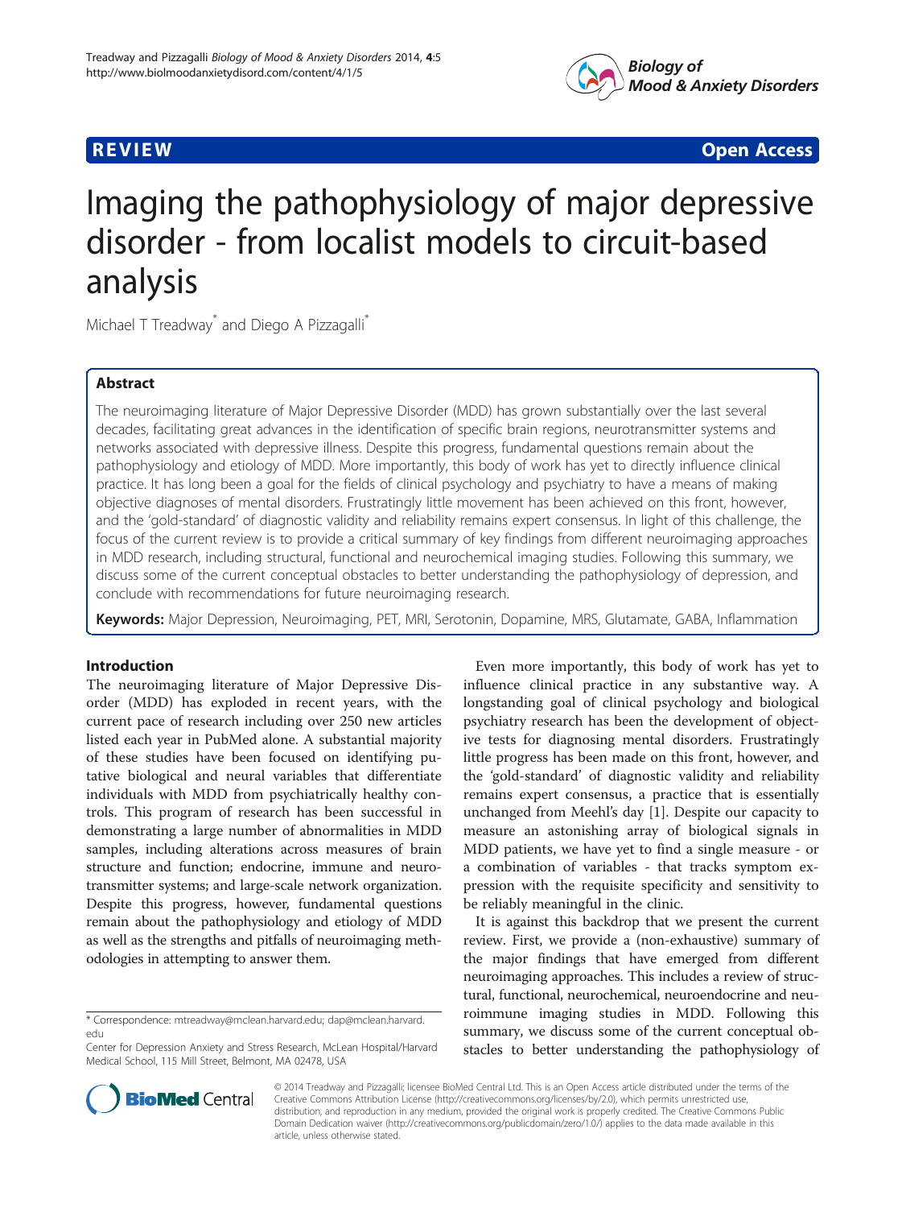REVIEW Open Access

# Imaging the pathophysiology of major depressive disorder - from localist models to circuit-based analysis

Michael T Treadway* and Diego A Pizzagalli*

## Abstract

The neuroimaging literature of Major Depressive Disorder (MDD) has grown substantially over the last several decades, facilitating great advances in the identification of specific brain regions, neurotransmitter systems and networks associated with depressive illness. Despite this progress, fundamental questions remain about the pathophysiology and etiology of MDD. More importantly, this body of work has yet to directly influence clinical practice. It has long been a goal for the fields of clinical psychology and psychiatry to have a means of making objective diagnoses of mental disorders. Frustratingly little movement has been achieved on this front, however, and the 'gold-standard' of diagnostic validity and reliability remains expert consensus. In light of this challenge, the focus of the current review is to provide a critical summary of key findings from different neuroimaging approaches in MDD research, including structural, functional and neurochemical imaging studies. Following this summary, we discuss some of the current conceptual obstacles to better understanding the pathophysiology of depression, and conclude with recommendations for future neuroimaging research.

**Keywords:** Major Depression, Neuroimaging, PET, MRI, Serotonin, Dopamine, MRS, Glutamate, GABA, Inflammation

## Introduction

The neuroimaging literature of Major Depressive Disorder (MDD) has exploded in recent years, with the current pace of research including over 250 new articles listed each year in PubMed alone. A substantial majority of these studies have been focused on identifying putative biological and neural variables that differentiate individuals with MDD from psychiatrically healthy controls. This program of research has been successful in demonstrating a large number of abnormalities in MDD samples, including alterations across measures of brain structure and function; endocrine, immune and neurotransmitter systems; and large-scale network organization. Despite this progress, however, fundamental questions remain about the pathophysiology and etiology of MDD as well as the strengths and pitfalls of neuroimaging methodologies in attempting to answer them.

Even more importantly, this body of work has yet to influence clinical practice in any substantive way. A longstanding goal of clinical psychology and biological psychiatry research has been the development of objective tests for diagnosing mental disorders. Frustratingly little progress has been made on this front, however, and the 'gold-standard' of diagnostic validity and reliability remains expert consensus, a practice that is essentially unchanged from Meehl's day [1]. Despite our capacity to measure an astonishing array of biological signals in MDD patients, we have yet to find a single measure - or a combination of variables - that tracks symptom expression with the requisite specificity and sensitivity to be reliably meaningful in the clinic.

It is against this backdrop that we present the current review. First, we provide a (non-exhaustive) summary of the major findings that have emerged from different neuroimaging approaches. This includes a review of structural, functional, neurochemical, neuroendocrine and neuroimmune imaging studies in MDD. Following this summary, we discuss some of the current conceptual obstacles to better understanding the pathophysiology of

\* Correspondence: mtreadway@mclean.harvard.edu; dap@mclean.harvard.edu

Center for Depression Anxiety and Stress Research, McLean Hospital/Harvard Medical School, 115 Mill Street, Belmont, MA 02478, USA

© 2014 Treadway and Pizzagalli; licensee BioMed Central Ltd. This is an Open Access article distributed under the terms of the Creative Commons Attribution License (http://creativecommons.org/licenses/by/2.0), which permits unrestricted use, distribution, and reproduction in any medium, provided the original work is properly credited. The Creative Commons Public Domain Dedication waiver (http://creativecommons.org/publicdomain/zero/1.0/) applies to the data made available in this article, unless otherwise stated.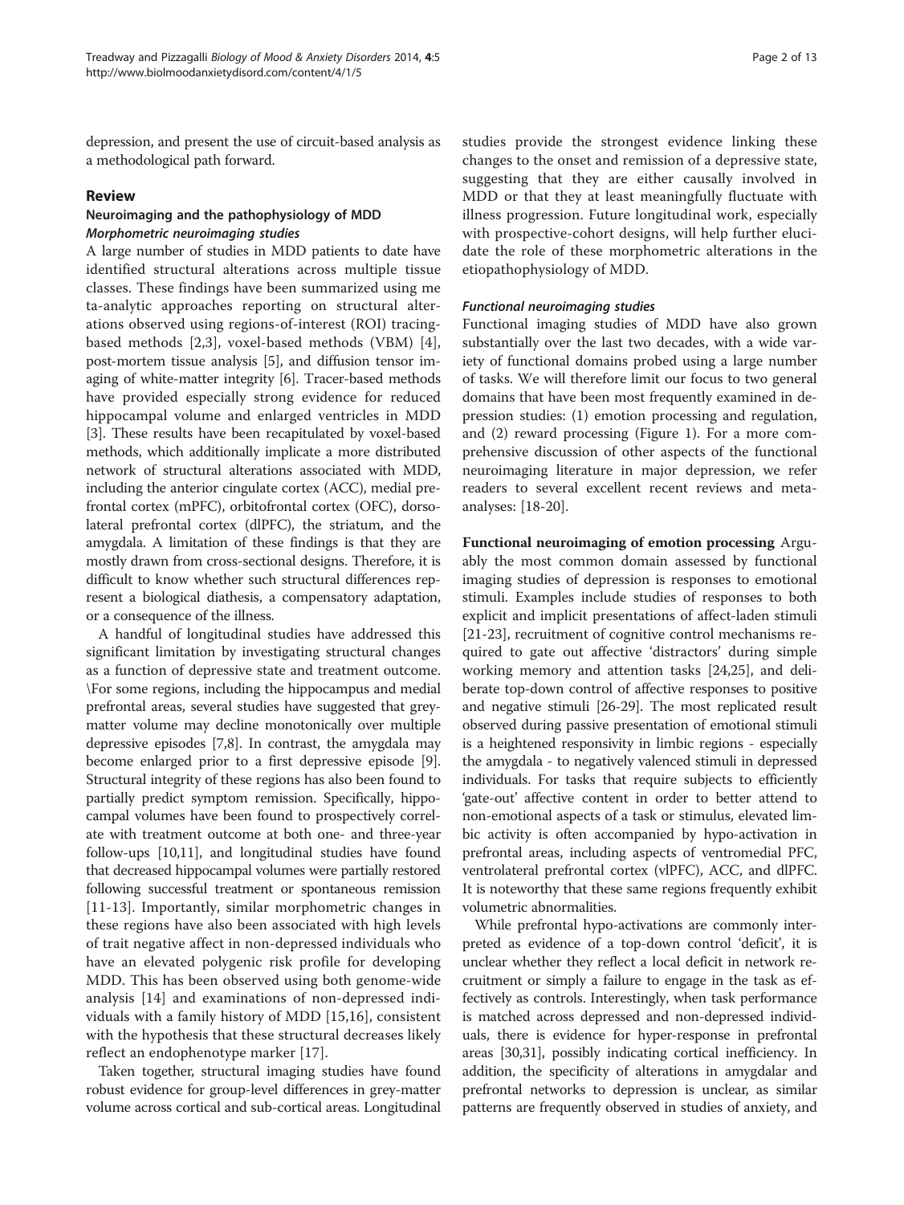depression, and present the use of circuit-based analysis as a methodological path forward.

## Review

### Neuroimaging and the pathophysiology of MDD

#### *Morphometric neuroimaging studies*

A large number of studies in MDD patients to date have identified structural alterations across multiple tissue classes. These findings have been summarized using me ta-analytic approaches reporting on structural alterations observed using regions-of-interest (ROI) tracing-based methods [2,3], voxel-based methods (VBM) [4], post-mortem tissue analysis [5], and diffusion tensor imaging of white-matter integrity [6]. Tracer-based methods have provided especially strong evidence for reduced hippocampal volume and enlarged ventricles in MDD [3]. These results have been recapitulated by voxel-based methods, which additionally implicate a more distributed network of structural alterations associated with MDD, including the anterior cingulate cortex (ACC), medial prefrontal cortex (mPFC), orbitofrontal cortex (OFC), dorsolateral prefrontal cortex (dlPFC), the striatum, and the amygdala. A limitation of these findings is that they are mostly drawn from cross-sectional designs. Therefore, it is difficult to know whether such structural differences represent a biological diathesis, a compensatory adaptation, or a consequence of the illness.

A handful of longitudinal studies have addressed this significant limitation by investigating structural changes as a function of depressive state and treatment outcome. \For some regions, including the hippocampus and medial prefrontal areas, several studies have suggested that grey-matter volume may decline monotonically over multiple depressive episodes [7,8]. In contrast, the amygdala may become enlarged prior to a first depressive episode [9]. Structural integrity of these regions has also been found to partially predict symptom remission. Specifically, hippocampal volumes have been found to prospectively correlate with treatment outcome at both one- and three-year follow-ups [10,11], and longitudinal studies have found that decreased hippocampal volumes were partially restored following successful treatment or spontaneous remission [11-13]. Importantly, similar morphometric changes in these regions have also been associated with high levels of trait negative affect in non-depressed individuals who have an elevated polygenic risk profile for developing MDD. This has been observed using both genome-wide analysis [14] and examinations of non-depressed individuals with a family history of MDD [15,16], consistent with the hypothesis that these structural decreases likely reflect an endophenotype marker [17].

Taken together, structural imaging studies have found robust evidence for group-level differences in grey-matter volume across cortical and sub-cortical areas. Longitudinal studies provide the strongest evidence linking these changes to the onset and remission of a depressive state, suggesting that they are either causally involved in MDD or that they at least meaningfully fluctuate with illness progression. Future longitudinal work, especially with prospective-cohort designs, will help further elucidate the role of these morphometric alterations in the etiopathophysiology of MDD.

#### *Functional neuroimaging studies*

Functional imaging studies of MDD have also grown substantially over the last two decades, with a wide variety of functional domains probed using a large number of tasks. We will therefore limit our focus to two general domains that have been most frequently examined in depression studies: (1) emotion processing and regulation, and (2) reward processing (Figure 1). For a more comprehensive discussion of other aspects of the functional neuroimaging literature in major depression, we refer readers to several excellent recent reviews and meta-analyses: [18-20].

**Functional neuroimaging of emotion processing** Arguably the most common domain assessed by functional imaging studies of depression is responses to emotional stimuli. Examples include studies of responses to both explicit and implicit presentations of affect-laden stimuli [21-23], recruitment of cognitive control mechanisms required to gate out affective 'distractors' during simple working memory and attention tasks [24,25], and deliberate top-down control of affective responses to positive and negative stimuli [26-29]. The most replicated result observed during passive presentation of emotional stimuli is a heightened responsivity in limbic regions - especially the amygdala - to negatively valenced stimuli in depressed individuals. For tasks that require subjects to efficiently 'gate-out' affective content in order to better attend to non-emotional aspects of a task or stimulus, elevated limbic activity is often accompanied by hypo-activation in prefrontal areas, including aspects of ventromedial PFC, ventrolateral prefrontal cortex (vlPFC), ACC, and dlPFC. It is noteworthy that these same regions frequently exhibit volumetric abnormalities.

While prefrontal hypo-activations are commonly interpreted as evidence of a top-down control 'deficit', it is unclear whether they reflect a local deficit in network recruitment or simply a failure to engage in the task as effectively as controls. Interestingly, when task performance is matched across depressed and non-depressed individuals, there is evidence for hyper-response in prefrontal areas [30,31], possibly indicating cortical inefficiency. In addition, the specificity of alterations in amygdalar and prefrontal networks to depression is unclear, as similar patterns are frequently observed in studies of anxiety, and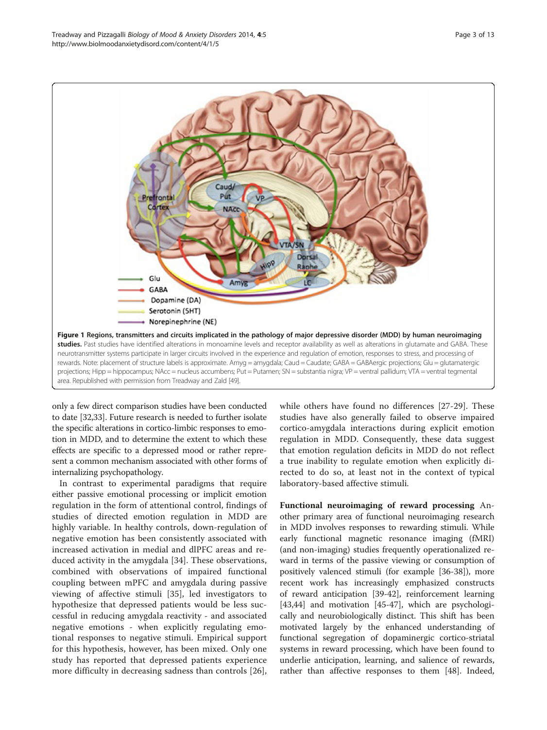**Figure 1 Regions, transmitters and circuits implicated in the pathology of major depressive disorder (MDD) by human neuroimaging studies.** Past studies have identified alterations in monoamine levels and receptor availability as well as alterations in glutamate and GABA. These neurotransmitter systems participate in larger circuits involved in the experience and regulation of emotion, responses to stress, and processing of rewards. Note: placement of structure labels is approximate. Amyg = amygdala; Caud = Caudate; GABA = GABAergic projections; Glu = glutamatergic projections; Hipp = hippocampus; NAcc = nucleus accumbens; Put = Putamen; SN = substantia nigra; VP = ventral pallidum; VTA = ventral tegmental area. Republished with permission from Treadway and Zald [49].

only a few direct comparison studies have been conducted to date [32,33]. Future research is needed to further isolate the specific alterations in cortico-limbic responses to emotion in MDD, and to determine the extent to which these effects are specific to a depressed mood or rather represent a common mechanism associated with other forms of internalizing psychopathology.

In contrast to experimental paradigms that require either passive emotional processing or implicit emotion regulation in the form of attentional control, findings of studies of directed emotion regulation in MDD are highly variable. In healthy controls, down-regulation of negative emotion has been consistently associated with increased activation in medial and dlPFC areas and reduced activity in the amygdala [34]. These observations, combined with observations of impaired functional coupling between mPFC and amygdala during passive viewing of affective stimuli [35], led investigators to hypothesize that depressed patients would be less successful in reducing amygdala reactivity - and associated negative emotions - when explicitly regulating emotional responses to negative stimuli. Empirical support for this hypothesis, however, has been mixed. Only one study has reported that depressed patients experience more difficulty in decreasing sadness than controls [26], while others have found no differences [27-29]. These studies have also generally failed to observe impaired cortico-amygdala interactions during explicit emotion regulation in MDD. Consequently, these data suggest that emotion regulation deficits in MDD do not reflect a true inability to regulate emotion when explicitly directed to do so, at least not in the context of typical laboratory-based affective stimuli.

**Functional neuroimaging of reward processing** Another primary area of functional neuroimaging research in MDD involves responses to rewarding stimuli. While early functional magnetic resonance imaging (fMRI) (and non-imaging) studies frequently operationalized reward in terms of the passive viewing or consumption of positively valenced stimuli (for example [36-38]), more recent work has increasingly emphasized constructs of reward anticipation [39-42], reinforcement learning [43,44] and motivation [45-47], which are psychologically and neurobiologically distinct. This shift has been motivated largely by the enhanced understanding of functional segregation of dopaminergic cortico-striatal systems in reward processing, which have been found to underlie anticipation, learning, and salience of rewards, rather than affective responses to them [48]. Indeed,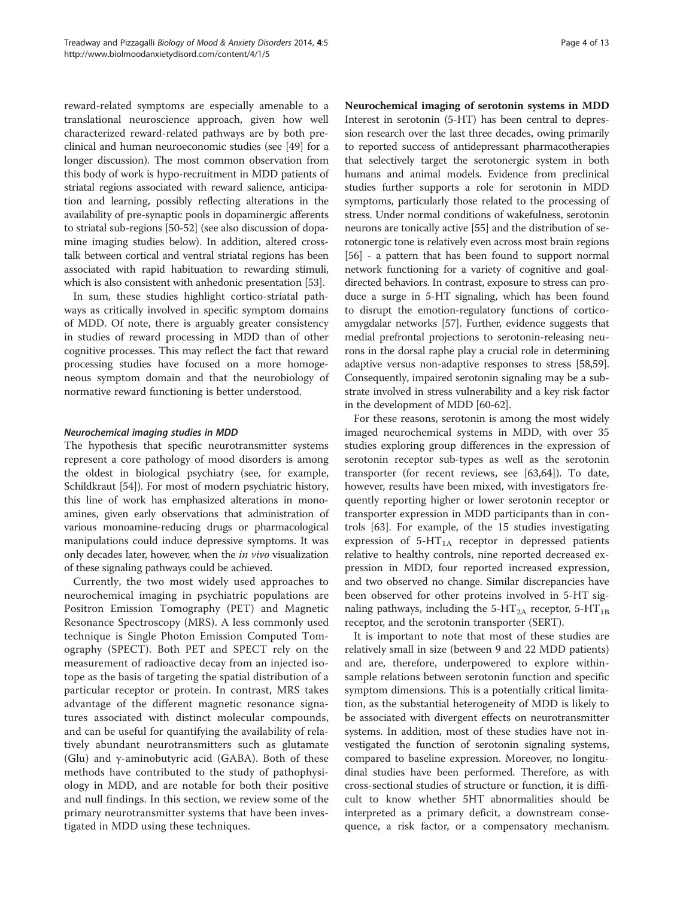reward-related symptoms are especially amenable to a translational neuroscience approach, given how well characterized reward-related pathways are by both preclinical and human neuroeconomic studies (see [49] for a longer discussion). The most common observation from this body of work is hypo-recruitment in MDD patients of striatal regions associated with reward salience, anticipation and learning, possibly reflecting alterations in the availability of pre-synaptic pools in dopaminergic afferents to striatal sub-regions [50-52] (see also discussion of dopamine imaging studies below). In addition, altered crosstalk between cortical and ventral striatal regions has been associated with rapid habituation to rewarding stimuli, which is also consistent with anhedonic presentation [53].

In sum, these studies highlight cortico-striatal pathways as critically involved in specific symptom domains of MDD. Of note, there is arguably greater consistency in studies of reward processing in MDD than of other cognitive processes. This may reflect the fact that reward processing studies have focused on a more homogeneous symptom domain and that the neurobiology of normative reward functioning is better understood.

### *Neurochemical imaging studies in MDD*

The hypothesis that specific neurotransmitter systems represent a core pathology of mood disorders is among the oldest in biological psychiatry (see, for example, Schildkraut [54]). For most of modern psychiatric history, this line of work has emphasized alterations in monoamines, given early observations that administration of various monoamine-reducing drugs or pharmacological manipulations could induce depressive symptoms. It was only decades later, however, when the *in vivo* visualization of these signaling pathways could be achieved.

Currently, the two most widely used approaches to neurochemical imaging in psychiatric populations are Positron Emission Tomography (PET) and Magnetic Resonance Spectroscopy (MRS). A less commonly used technique is Single Photon Emission Computed Tomography (SPECT). Both PET and SPECT rely on the measurement of radioactive decay from an injected isotope as the basis of targeting the spatial distribution of a particular receptor or protein. In contrast, MRS takes advantage of the different magnetic resonance signatures associated with distinct molecular compounds, and can be useful for quantifying the availability of relatively abundant neurotransmitters such as glutamate (Glu) and γ-aminobutyric acid (GABA). Both of these methods have contributed to the study of pathophysiology in MDD, and are notable for both their positive and null findings. In this section, we review some of the primary neurotransmitter systems that have been investigated in MDD using these techniques.

### **Neurochemical imaging of serotonin systems in MDD**

Interest in serotonin (5-HT) has been central to depression research over the last three decades, owing primarily to reported success of antidepressant pharmacotherapies that selectively target the serotonergic system in both humans and animal models. Evidence from preclinical studies further supports a role for serotonin in MDD symptoms, particularly those related to the processing of stress. Under normal conditions of wakefulness, serotonin neurons are tonically active [55] and the distribution of serotonergic tone is relatively even across most brain regions [56] - a pattern that has been found to support normal network functioning for a variety of cognitive and goal-directed behaviors. In contrast, exposure to stress can produce a surge in 5-HT signaling, which has been found to disrupt the emotion-regulatory functions of cortico-amygdalar networks [57]. Further, evidence suggests that medial prefrontal projections to serotonin-releasing neurons in the dorsal raphe play a crucial role in determining adaptive versus non-adaptive responses to stress [58,59]. Consequently, impaired serotonin signaling may be a substrate involved in stress vulnerability and a key risk factor in the development of MDD [60-62].

For these reasons, serotonin is among the most widely imaged neurochemical systems in MDD, with over 35 studies exploring group differences in the expression of serotonin receptor sub-types as well as the serotonin transporter (for recent reviews, see [63,64]). To date, however, results have been mixed, with investigators frequently reporting higher or lower serotonin receptor or transporter expression in MDD participants than in controls [63]. For example, of the 15 studies investigating expression of $5\text{-HT}_{1A}$ receptor in depressed patients relative to healthy controls, nine reported decreased expression in MDD, four reported increased expression, and two observed no change. Similar discrepancies have been observed for other proteins involved in 5-HT signaling pathways, including the $5\text{-HT}_{2A}$ receptor, $5\text{-HT}_{1B}$ receptor, and the serotonin transporter (SERT).

It is important to note that most of these studies are relatively small in size (between 9 and 22 MDD patients) and are, therefore, underpowered to explore within-sample relations between serotonin function and specific symptom dimensions. This is a potentially critical limitation, as the substantial heterogeneity of MDD is likely to be associated with divergent effects on neurotransmitter systems. In addition, most of these studies have not investigated the function of serotonin signaling systems, compared to baseline expression. Moreover, no longitudinal studies have been performed. Therefore, as with cross-sectional studies of structure or function, it is difficult to know whether 5HT abnormalities should be interpreted as a primary deficit, a downstream consequence, a risk factor, or a compensatory mechanism.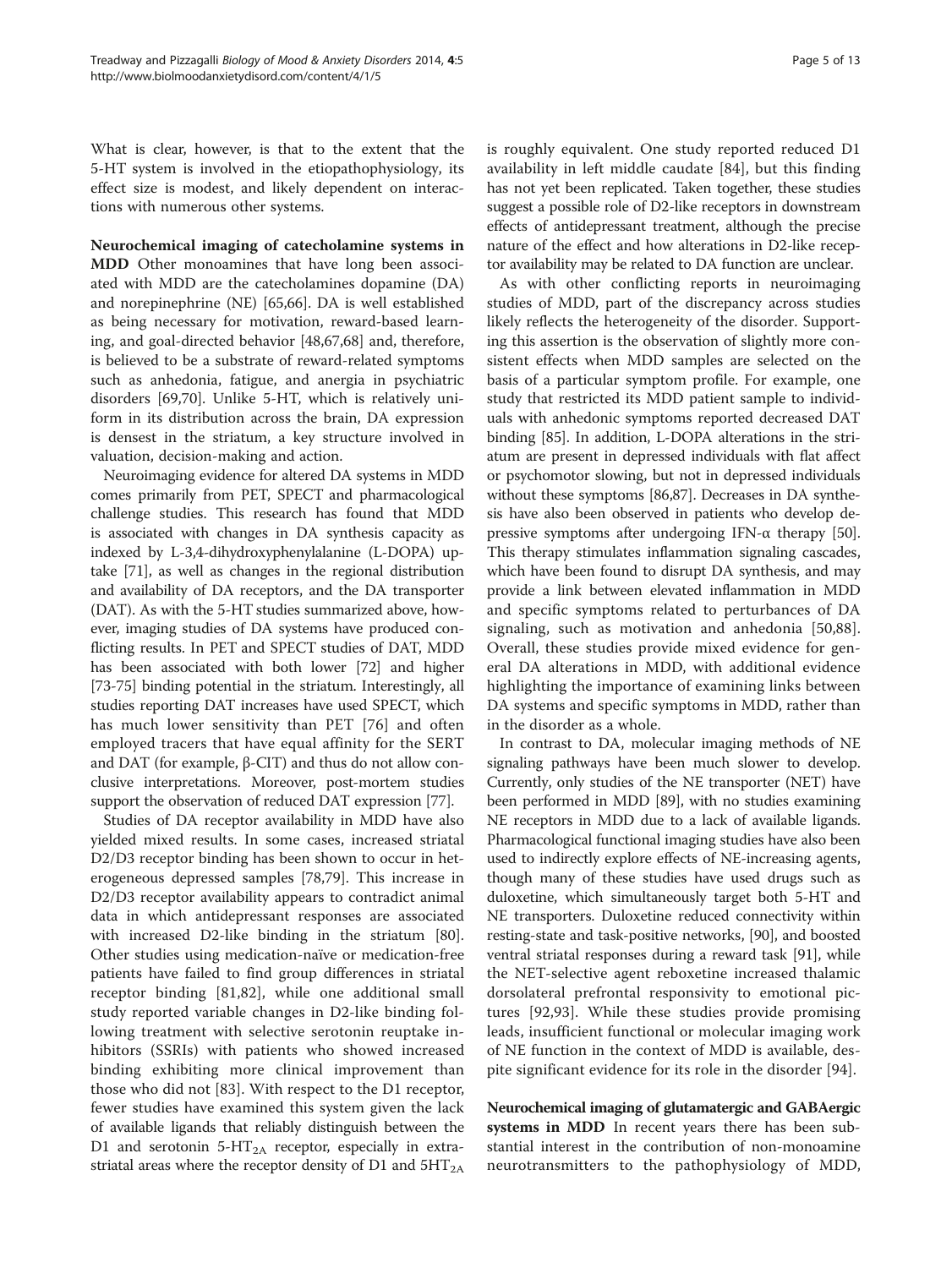What is clear, however, is that to the extent that the 5-HT system is involved in the etiopathophysiology, its effect size is modest, and likely dependent on interactions with numerous other systems.

**Neurochemical imaging of catecholamine systems in MDD** Other monoamines that have long been associated with MDD are the catecholamines dopamine (DA) and norepinephrine (NE) [65,66]. DA is well established as being necessary for motivation, reward-based learning, and goal-directed behavior [48,67,68] and, therefore, is believed to be a substrate of reward-related symptoms such as anhedonia, fatigue, and anergia in psychiatric disorders [69,70]. Unlike 5-HT, which is relatively uniform in its distribution across the brain, DA expression is densest in the striatum, a key structure involved in valuation, decision-making and action.

Neuroimaging evidence for altered DA systems in MDD comes primarily from PET, SPECT and pharmacological challenge studies. This research has found that MDD is associated with changes in DA synthesis capacity as indexed by L-3,4-dihydroxyphenylalanine (L-DOPA) uptake [71], as well as changes in the regional distribution and availability of DA receptors, and the DA transporter (DAT). As with the 5-HT studies summarized above, however, imaging studies of DA systems have produced conflicting results. In PET and SPECT studies of DAT, MDD has been associated with both lower [72] and higher [73-75] binding potential in the striatum. Interestingly, all studies reporting DAT increases have used SPECT, which has much lower sensitivity than PET [76] and often employed tracers that have equal affinity for the SERT and DAT (for example, β-CIT) and thus do not allow conclusive interpretations. Moreover, post-mortem studies support the observation of reduced DAT expression [77].

Studies of DA receptor availability in MDD have also yielded mixed results. In some cases, increased striatal D2/D3 receptor binding has been shown to occur in heterogeneous depressed samples [78,79]. This increase in D2/D3 receptor availability appears to contradict animal data in which antidepressant responses are associated with increased D2-like binding in the striatum [80]. Other studies using medication-naïve or medication-free patients have failed to find group differences in striatal receptor binding [81,82], while one additional small study reported variable changes in D2-like binding following treatment with selective serotonin reuptake inhibitors (SSRIs) with patients who showed increased binding exhibiting more clinical improvement than those who did not [83]. With respect to the D1 receptor, fewer studies have examined this system given the lack of available ligands that reliably distinguish between the D1 and serotonin 5-$HT_{2A}$ receptor, especially in extrastriatal areas where the receptor density of D1 and $5HT_{2A}$ is roughly equivalent. One study reported reduced D1 availability in left middle caudate [84], but this finding has not yet been replicated. Taken together, these studies suggest a possible role of D2-like receptors in downstream effects of antidepressant treatment, although the precise nature of the effect and how alterations in D2-like receptor availability may be related to DA function are unclear.

As with other conflicting reports in neuroimaging studies of MDD, part of the discrepancy across studies likely reflects the heterogeneity of the disorder. Supporting this assertion is the observation of slightly more consistent effects when MDD samples are selected on the basis of a particular symptom profile. For example, one study that restricted its MDD patient sample to individuals with anhedonic symptoms reported decreased DAT binding [85]. In addition, L-DOPA alterations in the striatum are present in depressed individuals with flat affect or psychomotor slowing, but not in depressed individuals without these symptoms [86,87]. Decreases in DA synthesis have also been observed in patients who develop depressive symptoms after undergoing IFN-α therapy [50]. This therapy stimulates inflammation signaling cascades, which have been found to disrupt DA synthesis, and may provide a link between elevated inflammation in MDD and specific symptoms related to perturbances of DA signaling, such as motivation and anhedonia [50,88]. Overall, these studies provide mixed evidence for general DA alterations in MDD, with additional evidence highlighting the importance of examining links between DA systems and specific symptoms in MDD, rather than in the disorder as a whole.

In contrast to DA, molecular imaging methods of NE signaling pathways have been much slower to develop. Currently, only studies of the NE transporter (NET) have been performed in MDD [89], with no studies examining NE receptors in MDD due to a lack of available ligands. Pharmacological functional imaging studies have also been used to indirectly explore effects of NE-increasing agents, though many of these studies have used drugs such as duloxetine, which simultaneously target both 5-HT and NE transporters. Duloxetine reduced connectivity within resting-state and task-positive networks, [90], and boosted ventral striatal responses during a reward task [91], while the NET-selective agent reboxetine increased thalamic dorsolateral prefrontal responsivity to emotional pictures [92,93]. While these studies provide promising leads, insufficient functional or molecular imaging work of NE function in the context of MDD is available, despite significant evidence for its role in the disorder [94].

**Neurochemical imaging of glutamatergic and GABAergic systems in MDD** In recent years there has been substantial interest in the contribution of non-monoamine neurotransmitters to the pathophysiology of MDD,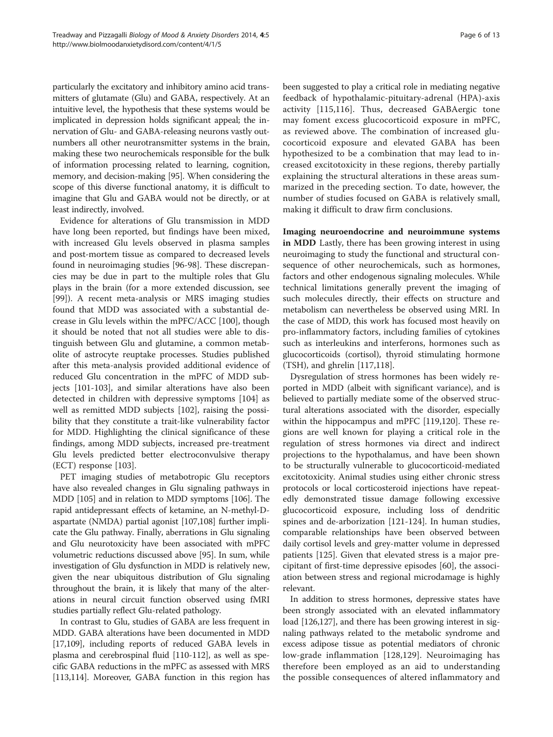particularly the excitatory and inhibitory amino acid transmitters of glutamate (Glu) and GABA, respectively. At an intuitive level, the hypothesis that these systems would be implicated in depression holds significant appeal; the innervation of Glu- and GABA-releasing neurons vastly outnumbers all other neurotransmitter systems in the brain, making these two neurochemicals responsible for the bulk of information processing related to learning, cognition, memory, and decision-making [95]. When considering the scope of this diverse functional anatomy, it is difficult to imagine that Glu and GABA would not be directly, or at least indirectly, involved.

Evidence for alterations of Glu transmission in MDD have long been reported, but findings have been mixed, with increased Glu levels observed in plasma samples and post-mortem tissue as compared to decreased levels found in neuroimaging studies [96-98]. These discrepancies may be due in part to the multiple roles that Glu plays in the brain (for a more extended discussion, see [99]). A recent meta-analysis or MRS imaging studies found that MDD was associated with a substantial decrease in Glu levels within the mPFC/ACC [100], though it should be noted that not all studies were able to distinguish between Glu and glutamine, a common metabolite of astrocyte reuptake processes. Studies published after this meta-analysis provided additional evidence of reduced Glu concentration in the mPFC of MDD subjects [101-103], and similar alterations have also been detected in children with depressive symptoms [104] as well as remitted MDD subjects [102], raising the possibility that they constitute a trait-like vulnerability factor for MDD. Highlighting the clinical significance of these findings, among MDD subjects, increased pre-treatment Glu levels predicted better electroconvulsive therapy (ECT) response [103].

PET imaging studies of metabotropic Glu receptors have also revealed changes in Glu signaling pathways in MDD [105] and in relation to MDD symptoms [106]. The rapid antidepressant effects of ketamine, an N-methyl-D-aspartate (NMDA) partial agonist [107,108] further implicate the Glu pathway. Finally, aberrations in Glu signaling and Glu neurotoxicity have been associated with mPFC volumetric reductions discussed above [95]. In sum, while investigation of Glu dysfunction in MDD is relatively new, given the near ubiquitous distribution of Glu signaling throughout the brain, it is likely that many of the alterations in neural circuit function observed using fMRI studies partially reflect Glu-related pathology.

In contrast to Glu, studies of GABA are less frequent in MDD. GABA alterations have been documented in MDD [17,109], including reports of reduced GABA levels in plasma and cerebrospinal fluid [110-112], as well as specific GABA reductions in the mPFC as assessed with MRS [113,114]. Moreover, GABA function in this region has been suggested to play a critical role in mediating negative feedback of hypothalamic-pituitary-adrenal (HPA)-axis activity [115,116]. Thus, decreased GABAergic tone may foment excess glucocorticoid exposure in mPFC, as reviewed above. The combination of increased glucocorticoid exposure and elevated GABA has been hypothesized to be a combination that may lead to increased excitotoxicity in these regions, thereby partially explaining the structural alterations in these areas summarized in the preceding section. To date, however, the number of studies focused on GABA is relatively small, making it difficult to draw firm conclusions.

**Imaging neuroendocrine and neuroimmune systems in MDD** Lastly, there has been growing interest in using neuroimaging to study the functional and structural consequence of other neurochemicals, such as hormones, factors and other endogenous signaling molecules. While technical limitations generally prevent the imaging of such molecules directly, their effects on structure and metabolism can nevertheless be observed using MRI. In the case of MDD, this work has focused most heavily on pro-inflammatory factors, including families of cytokines such as interleukins and interferons, hormones such as glucocorticoids (cortisol), thyroid stimulating hormone (TSH), and ghrelin [117,118].

Dysregulation of stress hormones has been widely reported in MDD (albeit with significant variance), and is believed to partially mediate some of the observed structural alterations associated with the disorder, especially within the hippocampus and mPFC [119,120]. These regions are well known for playing a critical role in the regulation of stress hormones via direct and indirect projections to the hypothalamus, and have been shown to be structurally vulnerable to glucocorticoid-mediated excitotoxicity. Animal studies using either chronic stress protocols or local corticosteroid injections have repeatedly demonstrated tissue damage following excessive glucocorticoid exposure, including loss of dendritic spines and de-arborization [121-124]. In human studies, comparable relationships have been observed between daily cortisol levels and grey-matter volume in depressed patients [125]. Given that elevated stress is a major precipitant of first-time depressive episodes [60], the association between stress and regional microdamage is highly relevant.

In addition to stress hormones, depressive states have been strongly associated with an elevated inflammatory load [126,127], and there has been growing interest in signaling pathways related to the metabolic syndrome and excess adipose tissue as potential mediators of chronic low-grade inflammation [128,129]. Neuroimaging has therefore been employed as an aid to understanding the possible consequences of altered inflammatory and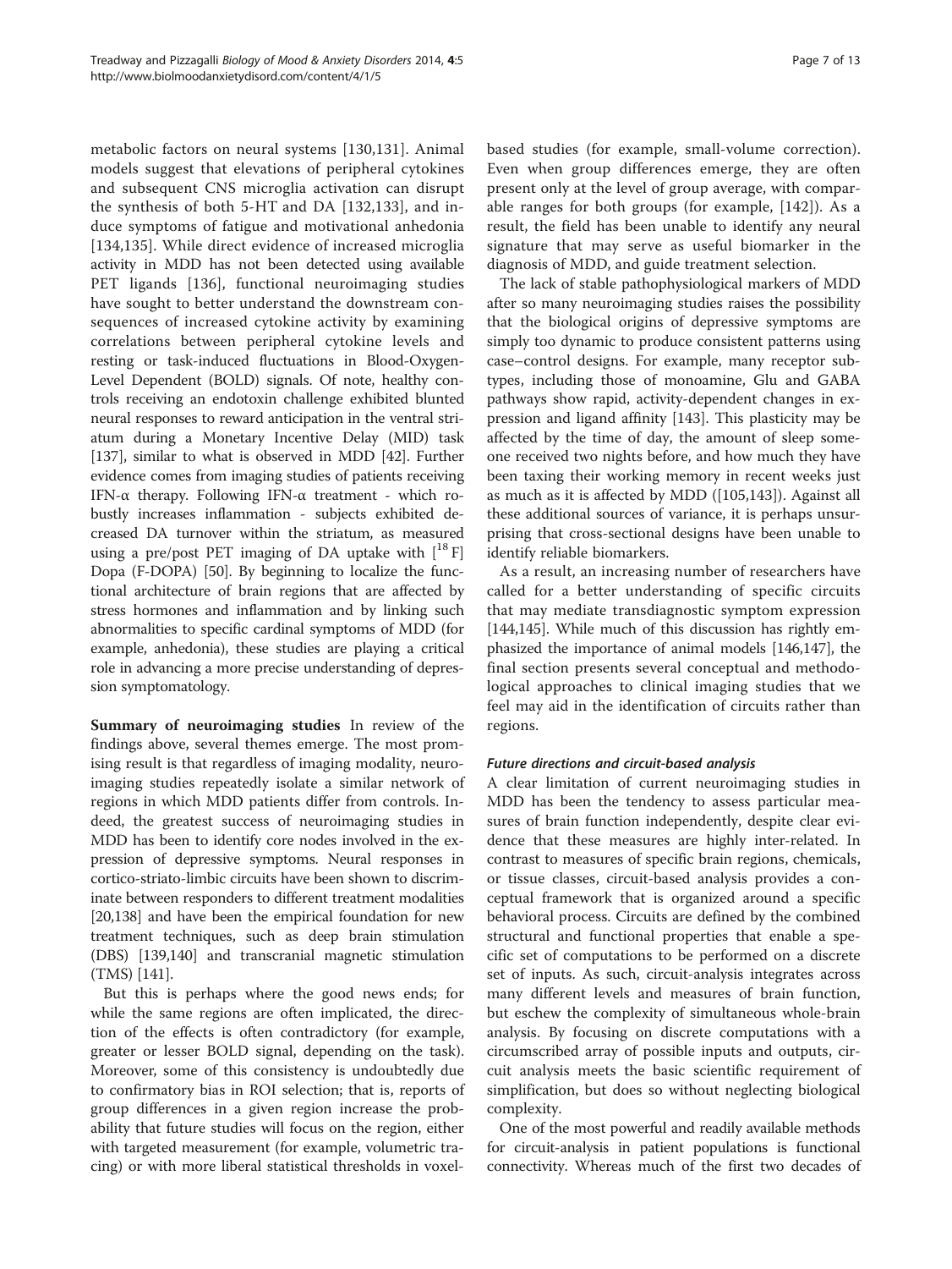metabolic factors on neural systems [130,131]. Animal models suggest that elevations of peripheral cytokines and subsequent CNS microglia activation can disrupt the synthesis of both 5-HT and DA [132,133], and induce symptoms of fatigue and motivational anhedonia [134,135]. While direct evidence of increased microglia activity in MDD has not been detected using available PET ligands [136], functional neuroimaging studies have sought to better understand the downstream consequences of increased cytokine activity by examining correlations between peripheral cytokine levels and resting or task-induced fluctuations in Blood-Oxygen-Level Dependent (BOLD) signals. Of note, healthy controls receiving an endotoxin challenge exhibited blunted neural responses to reward anticipation in the ventral striatum during a Monetary Incentive Delay (MID) task [137], similar to what is observed in MDD [42]. Further evidence comes from imaging studies of patients receiving IFN-α therapy. Following IFN-α treatment - which robustly increases inflammation - subjects exhibited decreased DA turnover within the striatum, as measured using a pre/post PET imaging of DA uptake with [$^{18}$F] Dopa (F-DOPA) [50]. By beginning to localize the functional architecture of brain regions that are affected by stress hormones and inflammation and by linking such abnormalities to specific cardinal symptoms of MDD (for example, anhedonia), these studies are playing a critical role in advancing a more precise understanding of depression symptomatology.

**Summary of neuroimaging studies** In review of the findings above, several themes emerge. The most promising result is that regardless of imaging modality, neuroimaging studies repeatedly isolate a similar network of regions in which MDD patients differ from controls. Indeed, the greatest success of neuroimaging studies in MDD has been to identify core nodes involved in the expression of depressive symptoms. Neural responses in cortico-striato-limbic circuits have been shown to discriminate between responders to different treatment modalities [20,138] and have been the empirical foundation for new treatment techniques, such as deep brain stimulation (DBS) [139,140] and transcranial magnetic stimulation (TMS) [141].

But this is perhaps where the good news ends; for while the same regions are often implicated, the direction of the effects is often contradictory (for example, greater or lesser BOLD signal, depending on the task). Moreover, some of this consistency is undoubtedly due to confirmatory bias in ROI selection; that is, reports of group differences in a given region increase the probability that future studies will focus on the region, either with targeted measurement (for example, volumetric tracing) or with more liberal statistical thresholds in voxel-based studies (for example, small-volume correction). Even when group differences emerge, they are often present only at the level of group average, with comparable ranges for both groups (for example, [142]). As a result, the field has been unable to identify any neural signature that may serve as useful biomarker in the diagnosis of MDD, and guide treatment selection.

The lack of stable pathophysiological markers of MDD after so many neuroimaging studies raises the possibility that the biological origins of depressive symptoms are simply too dynamic to produce consistent patterns using case–control designs. For example, many receptor subtypes, including those of monoamine, Glu and GABA pathways show rapid, activity-dependent changes in expression and ligand affinity [143]. This plasticity may be affected by the time of day, the amount of sleep someone received two nights before, and how much they have been taxing their working memory in recent weeks just as much as it is affected by MDD ([105,143]). Against all these additional sources of variance, it is perhaps unsurprising that cross-sectional designs have been unable to identify reliable biomarkers.

As a result, an increasing number of researchers have called for a better understanding of specific circuits that may mediate transdiagnostic symptom expression [144,145]. While much of this discussion has rightly emphasized the importance of animal models [146,147], the final section presents several conceptual and methodological approaches to clinical imaging studies that we feel may aid in the identification of circuits rather than regions.

### *Future directions and circuit-based analysis*

A clear limitation of current neuroimaging studies in MDD has been the tendency to assess particular measures of brain function independently, despite clear evidence that these measures are highly inter-related. In contrast to measures of specific brain regions, chemicals, or tissue classes, circuit-based analysis provides a conceptual framework that is organized around a specific behavioral process. Circuits are defined by the combined structural and functional properties that enable a specific set of computations to be performed on a discrete set of inputs. As such, circuit-analysis integrates across many different levels and measures of brain function, but eschew the complexity of simultaneous whole-brain analysis. By focusing on discrete computations with a circumscribed array of possible inputs and outputs, circuit analysis meets the basic scientific requirement of simplification, but does so without neglecting biological complexity.

One of the most powerful and readily available methods for circuit-analysis in patient populations is functional connectivity. Whereas much of the first two decades of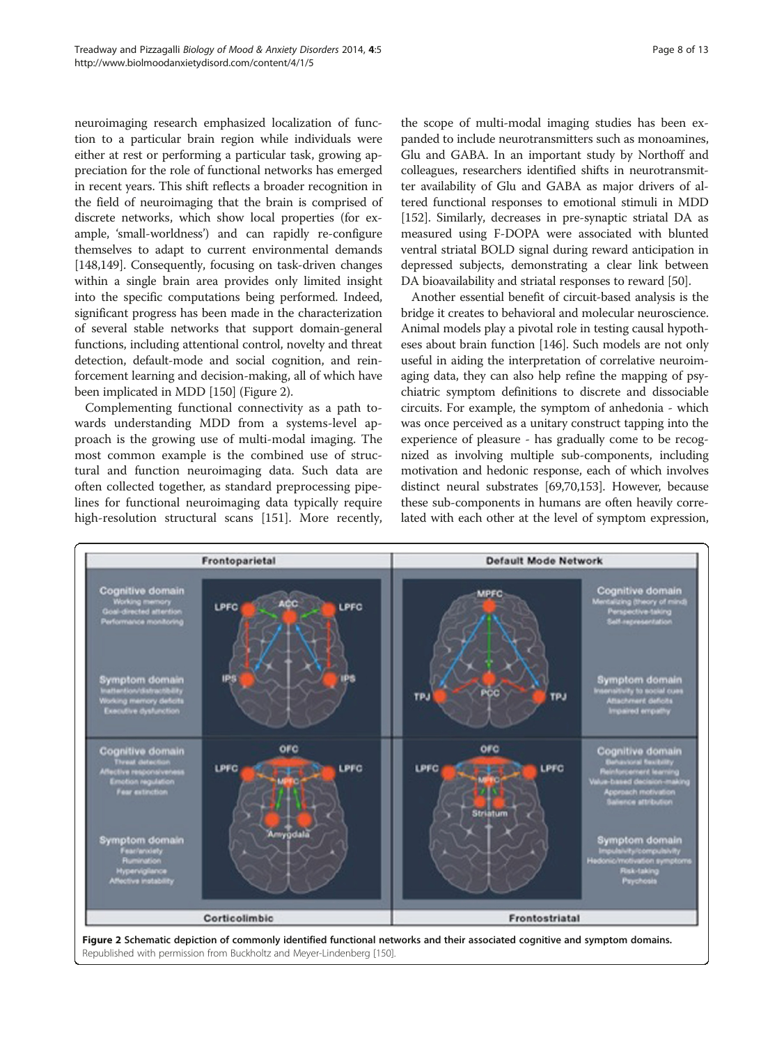neuroimaging research emphasized localization of function to a particular brain region while individuals were either at rest or performing a particular task, growing appreciation for the role of functional networks has emerged in recent years. This shift reflects a broader recognition in the field of neuroimaging that the brain is comprised of discrete networks, which show local properties (for example, 'small-worldness') and can rapidly re-configure themselves to adapt to current environmental demands [148,149]. Consequently, focusing on task-driven changes within a single brain area provides only limited insight into the specific computations being performed. Indeed, significant progress has been made in the characterization of several stable networks that support domain-general functions, including attentional control, novelty and threat detection, default-mode and social cognition, and reinforcement learning and decision-making, all of which have been implicated in MDD [150] (Figure 2).

Complementing functional connectivity as a path towards understanding MDD from a systems-level approach is the growing use of multi-modal imaging. The most common example is the combined use of structural and function neuroimaging data. Such data are often collected together, as standard preprocessing pipelines for functional neuroimaging data typically require high-resolution structural scans [151]. More recently, the scope of multi-modal imaging studies has been expanded to include neurotransmitters such as monoamines, Glu and GABA. In an important study by Northoff and colleagues, researchers identified shifts in neurotransmitter availability of Glu and GABA as major drivers of altered functional responses to emotional stimuli in MDD [152]. Similarly, decreases in pre-synaptic striatal DA as measured using F-DOPA were associated with blunted ventral striatal BOLD signal during reward anticipation in depressed subjects, demonstrating a clear link between DA bioavailability and striatal responses to reward [50].

Another essential benefit of circuit-based analysis is the bridge it creates to behavioral and molecular neuroscience. Animal models play a pivotal role in testing causal hypotheses about brain function [146]. Such models are not only useful in aiding the interpretation of correlative neuroimaging data, they can also help refine the mapping of psychiatric symptom definitions to discrete and dissociable circuits. For example, the symptom of anhedonia - which was once perceived as a unitary construct tapping into the experience of pleasure - has gradually come to be recognized as involving multiple sub-components, including motivation and hedonic response, each of which involves distinct neural substrates [69,70,153]. However, because these sub-components in humans are often heavily correlated with each other at the level of symptom expression,

**Figure 2 Schematic depiction of commonly identified functional networks and their associated cognitive and symptom domains.** Republished with permission from Buckholtz and Meyer-Lindenberg [150].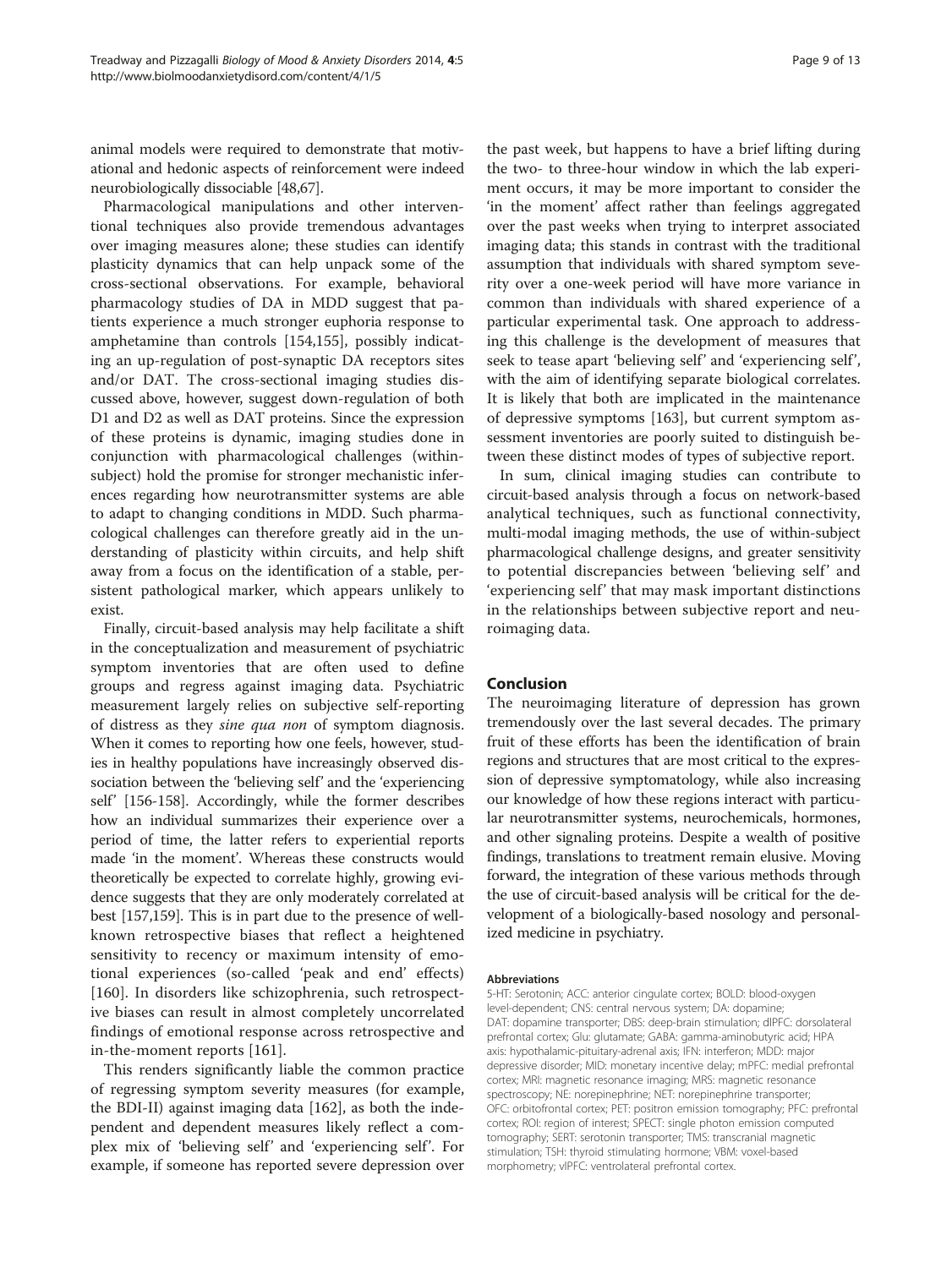animal models were required to demonstrate that motivational and hedonic aspects of reinforcement were indeed neurobiologically dissociable [48,67].

Pharmacological manipulations and other interventional techniques also provide tremendous advantages over imaging measures alone; these studies can identify plasticity dynamics that can help unpack some of the cross-sectional observations. For example, behavioral pharmacology studies of DA in MDD suggest that patients experience a much stronger euphoria response to amphetamine than controls [154,155], possibly indicating an up-regulation of post-synaptic DA receptors sites and/or DAT. The cross-sectional imaging studies discussed above, however, suggest down-regulation of both D1 and D2 as well as DAT proteins. Since the expression of these proteins is dynamic, imaging studies done in conjunction with pharmacological challenges (within-subject) hold the promise for stronger mechanistic inferences regarding how neurotransmitter systems are able to adapt to changing conditions in MDD. Such pharmacological challenges can therefore greatly aid in the understanding of plasticity within circuits, and help shift away from a focus on the identification of a stable, persistent pathological marker, which appears unlikely to exist.

Finally, circuit-based analysis may help facilitate a shift in the conceptualization and measurement of psychiatric symptom inventories that are often used to define groups and regress against imaging data. Psychiatric measurement largely relies on subjective self-reporting of distress as they *sine qua non* of symptom diagnosis. When it comes to reporting how one feels, however, studies in healthy populations have increasingly observed dissociation between the 'believing self' and the 'experiencing self' [156-158]. Accordingly, while the former describes how an individual summarizes their experience over a period of time, the latter refers to experiential reports made 'in the moment'. Whereas these constructs would theoretically be expected to correlate highly, growing evidence suggests that they are only moderately correlated at best [157,159]. This is in part due to the presence of well-known retrospective biases that reflect a heightened sensitivity to recency or maximum intensity of emotional experiences (so-called 'peak and end' effects) [160]. In disorders like schizophrenia, such retrospective biases can result in almost completely uncorrelated findings of emotional response across retrospective and in-the-moment reports [161].

This renders significantly liable the common practice of regressing symptom severity measures (for example, the BDI-II) against imaging data [162], as both the independent and dependent measures likely reflect a complex mix of 'believing self' and 'experiencing self'. For example, if someone has reported severe depression over the past week, but happens to have a brief lifting during the two- to three-hour window in which the lab experiment occurs, it may be more important to consider the 'in the moment' affect rather than feelings aggregated over the past weeks when trying to interpret associated imaging data; this stands in contrast with the traditional assumption that individuals with shared symptom severity over a one-week period will have more variance in common than individuals with shared experience of a particular experimental task. One approach to addressing this challenge is the development of measures that seek to tease apart 'believing self' and 'experiencing self', with the aim of identifying separate biological correlates. It is likely that both are implicated in the maintenance of depressive symptoms [163], but current symptom assessment inventories are poorly suited to distinguish between these distinct modes of types of subjective report.

In sum, clinical imaging studies can contribute to circuit-based analysis through a focus on network-based analytical techniques, such as functional connectivity, multi-modal imaging methods, the use of within-subject pharmacological challenge designs, and greater sensitivity to potential discrepancies between 'believing self' and 'experiencing self' that may mask important distinctions in the relationships between subjective report and neuroimaging data.

## Conclusion

The neuroimaging literature of depression has grown tremendously over the last several decades. The primary fruit of these efforts has been the identification of brain regions and structures that are most critical to the expression of depressive symptomatology, while also increasing our knowledge of how these regions interact with particular neurotransmitter systems, neurochemicals, hormones, and other signaling proteins. Despite a wealth of positive findings, translations to treatment remain elusive. Moving forward, the integration of these various methods through the use of circuit-based analysis will be critical for the development of a biologically-based nosology and personalized medicine in psychiatry.

#### Abbreviations

5-HT: Serotonin; ACC: anterior cingulate cortex; BOLD: blood-oxygen level-dependent; CNS: central nervous system; DA: dopamine; DAT: dopamine transporter; DBS: deep-brain stimulation; dlPFC: dorsolateral prefrontal cortex; Glu: glutamate; GABA: gamma-aminobutyric acid; HPA axis: hypothalamic-pituitary-adrenal axis; IFN: interferon; MDD: major depressive disorder; MID: monetary incentive delay; mPFC: medial prefrontal cortex; MRI: magnetic resonance imaging; MRS: magnetic resonance spectroscopy; NE: norepinephrine; NET: norepinephrine transporter; OFC: orbitofrontal cortex; PET: positron emission tomography; PFC: prefrontal cortex; ROI: region of interest; SPECT: single photon emission computed tomography; SERT: serotonin transporter; TMS: transcranial magnetic stimulation; TSH: thyroid stimulating hormone; VBM: voxel-based morphometry; vlPFC: ventrolateral prefrontal cortex.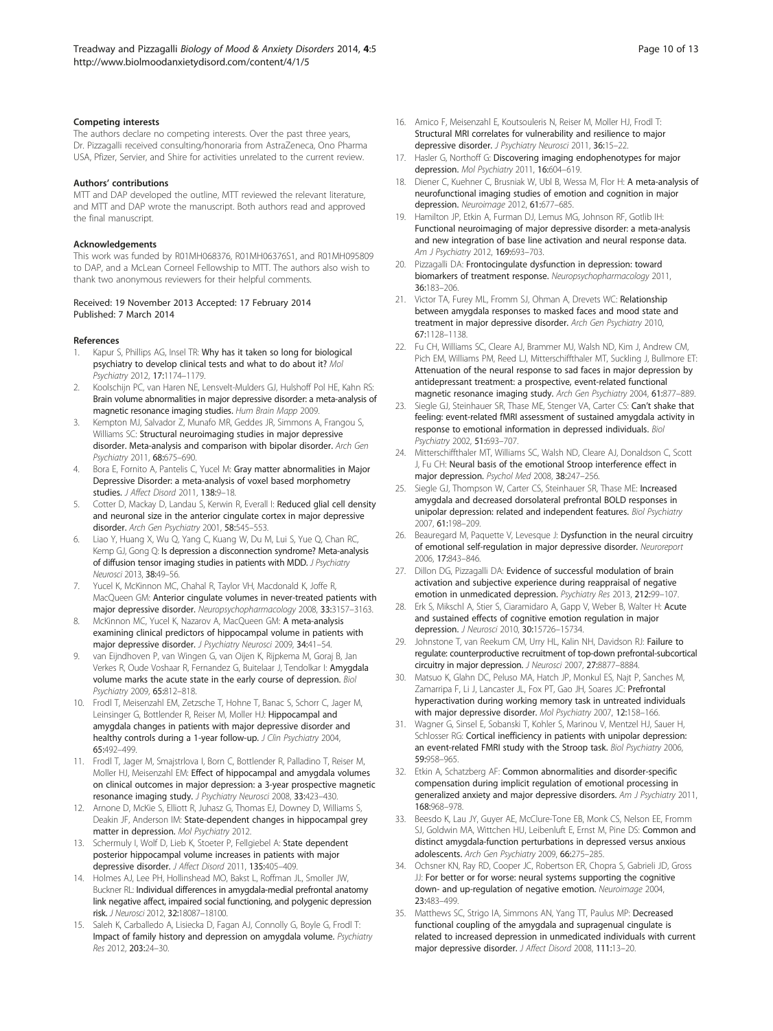### Competing interests

The authors declare no competing interests. Over the past three years, Dr. Pizzagalli received consulting/honoraria from AstraZeneca, Ono Pharma USA, Pfizer, Servier, and Shire for activities unrelated to the current review.

### Authors' contributions

MTT and DAP developed the outline, MTT reviewed the relevant literature, and MTT and DAP wrote the manuscript. Both authors read and approved the final manuscript.

### Acknowledgements

This work was funded by R01MH068376, R01MH06376S1, and R01MH095809 to DAP, and a McLean Corneel Fellowship to MTT. The authors also wish to thank two anonymous reviewers for their helpful comments.

Received: 19 November 2013 Accepted: 17 February 2014
Published: 7 March 2014

### References

1. Kapur S, Phillips AG, Insel TR: **Why has it taken so long for biological psychiatry to develop clinical tests and what to do about it?** *Mol Psychiatry* 2012, **17:**1174–1179.
2. Koolschijn PC, van Haren NE, Lensvelt-Mulders GJ, Hulshoff Pol HE, Kahn RS: **Brain volume abnormalities in major depressive disorder: a meta-analysis of magnetic resonance imaging studies.** *Hum Brain Mapp* 2009.
3. Kempton MJ, Salvador Z, Munafo MR, Geddes JR, Simmons A, Frangou S, Williams SC: **Structural neuroimaging studies in major depressive disorder. Meta-analysis and comparison with bipolar disorder.** *Arch Gen Psychiatry* 2011, **68:**675–690.
4. Bora E, Fornito A, Pantelis C, Yucel M: **Gray matter abnormalities in Major Depressive Disorder: a meta-analysis of voxel based morphometry studies.** *J Affect Disord* 2011, **138:**9–18.
5. Cotter D, Mackay D, Landau S, Kerwin R, Everall I: **Reduced glial cell density and neuronal size in the anterior cingulate cortex in major depressive disorder.** *Arch Gen Psychiatry* 2001, **58:**545–553.
6. Liao Y, Huang X, Wu Q, Yang C, Kuang W, Du M, Lui S, Yue Q, Chan RC, Kemp GJ, Gong Q: **Is depression a disconnection syndrome? Meta-analysis of diffusion tensor imaging studies in patients with MDD.** *J Psychiatry Neurosci* 2013, **38:**49–56.
7. Yucel K, McKinnon MC, Chahal R, Taylor VH, Macdonald K, Joffe R, MacQueen GM: **Anterior cingulate volumes in never-treated patients with major depressive disorder.** *Neuropsychopharmacology* 2008, **33:**3157–3163.
8. McKinnon MC, Yucel K, Nazarov A, MacQueen GM: **A meta-analysis examining clinical predictors of hippocampal volume in patients with major depressive disorder.** *J Psychiatry Neurosci* 2009, **34:**41–54.
9. van Eijndhoven P, van Wingen G, van Oijen K, Rijpkema M, Goraj B, Jan Verkes R, Oude Voshaar R, Fernandez G, Buitelaar J, Tendolkar I: **Amygdala volume marks the acute state in the early course of depression.** *Biol Psychiatry* 2009, **65:**812–818.
10. Frodl T, Meisenzahl EM, Zetzsche T, Hohne T, Banac S, Schorr C, Jager M, Leinsinger G, Bottlender R, Reiser M, Moller HJ: **Hippocampal and amygdala changes in patients with major depressive disorder and healthy controls during a 1-year follow-up.** *J Clin Psychiatry* 2004, **65:**492–499.
11. Frodl T, Jager M, Smajstrlova I, Born C, Bottlender R, Palladino T, Reiser M, Moller HJ, Meisenzahl EM: **Effect of hippocampal and amygdala volumes on clinical outcomes in major depression: a 3-year prospective magnetic resonance imaging study.** *J Psychiatry Neurosci* 2008, **33:**423–430.
12. Arnone D, McKie S, Elliott R, Juhasz G, Thomas EJ, Downey D, Williams S, Deakin JF, Anderson IM: **State-dependent changes in hippocampal grey matter in depression.** *Mol Psychiatry* 2012.
13. Schermuly I, Wolf D, Lieb K, Stoeter P, Fellgiebel A: **State dependent posterior hippocampal volume increases in patients with major depressive disorder.** *J Affect Disord* 2011, **135:**405–409.
14. Holmes AJ, Lee PH, Hollinshead MO, Bakst L, Roffman JL, Smoller JW, Buckner RL: **Individual differences in amygdala-medial prefrontal anatomy link negative affect, impaired social functioning, and polygenic depression risk.** *J Neurosci* 2012, **32:**18087–18100.
15. Saleh K, Carballedo A, Lisiecka D, Fagan AJ, Connolly G, Boyle G, Frodl T: **Impact of family history and depression on amygdala volume.** *Psychiatry Res* 2012, **203:**24–30.
16. Amico F, Meisenzahl E, Koutsouleris N, Reiser M, Moller HJ, Frodl T: **Structural MRI correlates for vulnerability and resilience to major depressive disorder.** *J Psychiatry Neurosci* 2011, **36:**15–22.
17. Hasler G, Northoff G: **Discovering imaging endophenotypes for major depression.** *Mol Psychiatry* 2011, **16:**604–619.
18. Diener C, Kuehner C, Brusniak W, Ubl B, Wessa M, Flor H: **A meta-analysis of neurofunctional imaging studies of emotion and cognition in major depression.** *Neuroimage* 2012, **61:**677–685.
19. Hamilton JP, Etkin A, Furman DJ, Lemus MG, Johnson RF, Gotlib IH: **Functional neuroimaging of major depressive disorder: a meta-analysis and new integration of base line activation and neural response data.** *Am J Psychiatry* 2012, **169:**693–703.
20. Pizzagalli DA: **Frontocingulate dysfunction in depression: toward biomarkers of treatment response.** *Neuropsychopharmacology* 2011, **36:**183–206.
21. Victor TA, Furey ML, Fromm SJ, Ohman A, Drevets WC: **Relationship between amygdala responses to masked faces and mood state and treatment in major depressive disorder.** *Arch Gen Psychiatry* 2010, **67:**1128–1138.
22. Fu CH, Williams SC, Cleare AJ, Brammer MJ, Walsh ND, Kim J, Andrew CM, Pich EM, Williams PM, Reed LJ, Mitterschiffthaler MT, Suckling J, Bullmore ET: **Attenuation of the neural response to sad faces in major depression by antidepressant treatment: a prospective, event-related functional magnetic resonance imaging study.** *Arch Gen Psychiatry* 2004, **61:**877–889.
23. Siegle GJ, Steinhauer SR, Thase ME, Stenger VA, Carter CS: **Can't shake that feeling: event-related fMRI assessment of sustained amygdala activity in response to emotional information in depressed individuals.** *Biol Psychiatry* 2002, **51:**693–707.
24. Mitterschiffthaler MT, Williams SC, Walsh ND, Cleare AJ, Donaldson C, Scott J, Fu CH: **Neural basis of the emotional Stroop interference effect in major depression.** *Psychol Med* 2008, **38:**247–256.
25. Siegle GJ, Thompson W, Carter CS, Steinhauer SR, Thase ME: **Increased amygdala and decreased dorsolateral prefrontal BOLD responses in unipolar depression: related and independent features.** *Biol Psychiatry* 2007, **61:**198–209.
26. Beauregard M, Paquette V, Levesque J: **Dysfunction in the neural circuitry of emotional self-regulation in major depressive disorder.** *Neuroreport* 2006, **17:**843–846.
27. Dillon DG, Pizzagalli DA: **Evidence of successful modulation of brain activation and subjective experience during reappraisal of negative emotion in unmedicated depression.** *Psychiatry Res* 2013, **212:**99–107.
28. Erk S, Mikschl A, Stier S, Ciaramidaro A, Gapp V, Weber B, Walter H: **Acute and sustained effects of cognitive emotion regulation in major depression.** *J Neurosci* 2010, **30:**15726–15734.
29. Johnstone T, van Reekum CM, Urry HL, Kalin NH, Davidson RJ: **Failure to regulate: counterproductive recruitment of top-down prefrontal-subcortical circuitry in major depression.** *J Neurosci* 2007, **27:**8877–8884.
30. Matsuo K, Glahn DC, Peluso MA, Hatch JP, Monkul ES, Najt P, Sanches M, Zamarripa F, Li J, Lancaster JL, Fox PT, Gao JH, Soares JC: **Prefrontal hyperactivation during working memory task in untreated individuals with major depressive disorder.** *Mol Psychiatry* 2007, **12:**158–166.
31. Wagner G, Sinsel E, Sobanski T, Kohler S, Marinou V, Mentzel HJ, Sauer H, Schlosser RG: **Cortical inefficiency in patients with unipolar depression: an event-related FMRI study with the Stroop task.** *Biol Psychiatry* 2006, **59:**958–965.
32. Etkin A, Schatzberg AF: **Common abnormalities and disorder-specific compensation during implicit regulation of emotional processing in generalized anxiety and major depressive disorders.** *Am J Psychiatry* 2011, **168:**968–978.
33. Beesdo K, Lau JY, Guyer AE, McClure-Tone EB, Monk CS, Nelson EE, Fromm SJ, Goldwin MA, Wittchen HU, Leibenluft E, Ernst M, Pine DS: **Common and distinct amygdala-function perturbations in depressed versus anxious adolescents.** *Arch Gen Psychiatry* 2009, **66:**275–285.
34. Ochsner KN, Ray RD, Cooper JC, Robertson ER, Chopra S, Gabrieli JD, Gross JJ: **For better or for worse: neural systems supporting the cognitive down- and up-regulation of negative emotion.** *Neuroimage* 2004, **23:**483–499.
35. Matthews SC, Strigo IA, Simmons AN, Yang TT, Paulus MP: **Decreased functional coupling of the amygdala and supragenual cingulate is related to increased depression in unmedicated individuals with current major depressive disorder.** *J Affect Disord* 2008, **111:**13–20.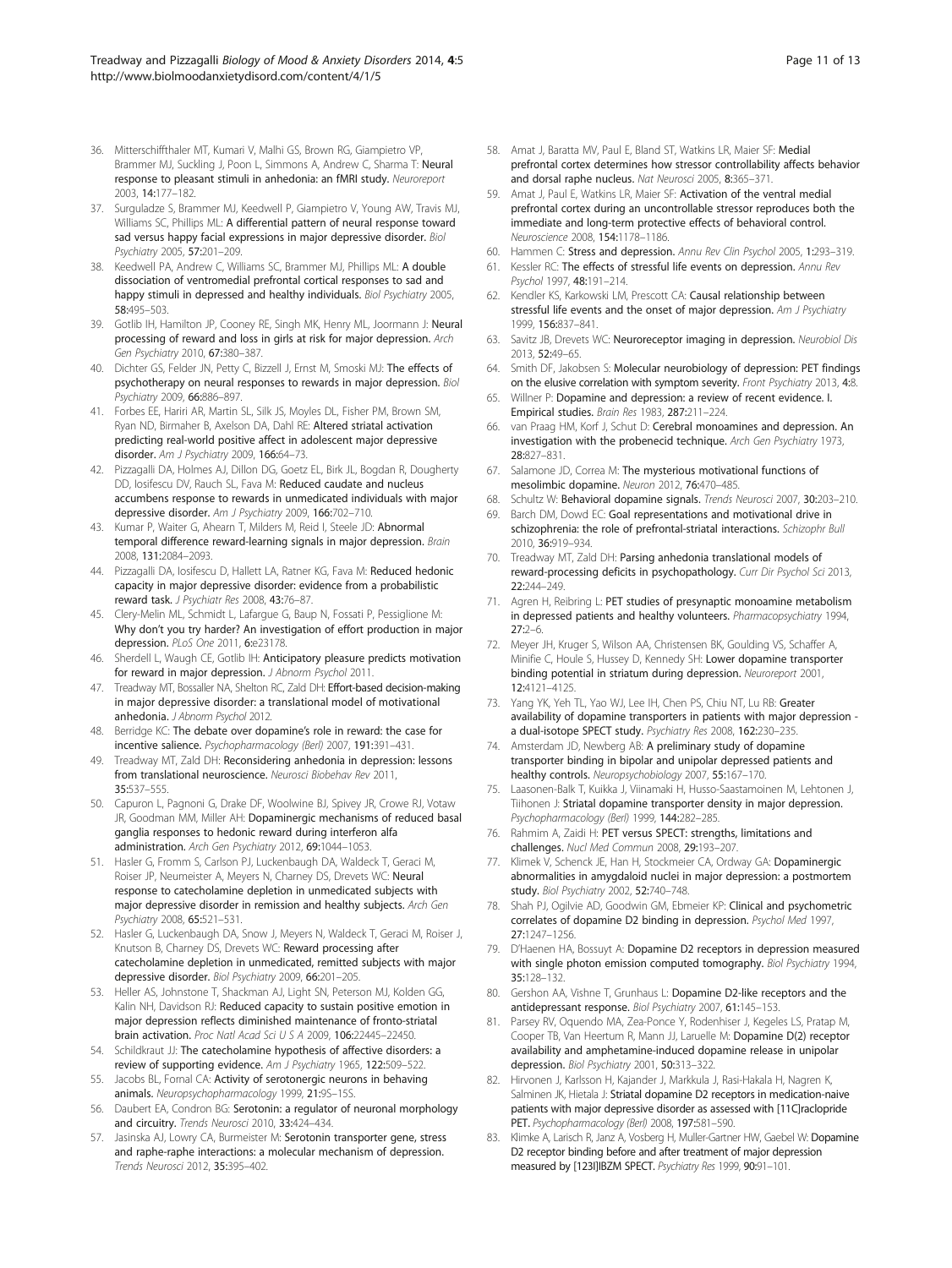36. Mitterschiffthaler MT, Kumari V, Malhi GS, Brown RG, Giampietro VP, Brammer MJ, Suckling J, Poon L, Simmons A, Andrew C, Sharma T: **Neural response to pleasant stimuli in anhedonia: an fMRI study.** *Neuroreport* 2003, **14**:177–182.
37. Surguladze S, Brammer MJ, Keedwell P, Giampietro V, Young AW, Travis MJ, Williams SC, Phillips ML: **A differential pattern of neural response toward sad versus happy facial expressions in major depressive disorder.** *Biol Psychiatry* 2005, **57**:201–209.
38. Keedwell PA, Andrew C, Williams SC, Brammer MJ, Phillips ML: **A double dissociation of ventromedial prefrontal cortical responses to sad and happy stimuli in depressed and healthy individuals.** *Biol Psychiatry* 2005, **58**:495–503.
39. Gotlib IH, Hamilton JP, Cooney RE, Singh MK, Henry ML, Joormann J: **Neural processing of reward and loss in girls at risk for major depression.** *Arch Gen Psychiatry* 2010, **67**:380–387.
40. Dichter GS, Felder JN, Petty C, Bizzell J, Ernst M, Smoski MJ: **The effects of psychotherapy on neural responses to rewards in major depression.** *Biol Psychiatry* 2009, **66**:886–897.
41. Forbes EE, Hariri AR, Martin SL, Silk JS, Moyles DL, Fisher PM, Brown SM, Ryan ND, Birmaher B, Axelson DA, Dahl RE: **Altered striatal activation predicting real-world positive affect in adolescent major depressive disorder.** *Am J Psychiatry* 2009, **166**:64–73.
42. Pizzagalli DA, Holmes AJ, Dillon DG, Goetz EL, Birk JL, Bogdan R, Dougherty DD, Iosifescu DV, Rauch SL, Fava M: **Reduced caudate and nucleus accumbens response to rewards in unmedicated individuals with major depressive disorder.** *Am J Psychiatry* 2009, **166**:702–710.
43. Kumar P, Waiter G, Ahearn T, Milders M, Reid I, Steele JD: **Abnormal temporal difference reward-learning signals in major depression.** *Brain* 2008, **131**:2084–2093.
44. Pizzagalli DA, Iosifescu D, Hallett LA, Ratner KG, Fava M: **Reduced hedonic capacity in major depressive disorder: evidence from a probabilistic reward task.** *J Psychiatr Res* 2008, **43**:76–87.
45. Clery-Melin ML, Schmidt L, Lafargue G, Baup N, Fossati P, Pessiglione M: **Why don't you try harder? An investigation of effort production in major depression.** *PLoS One* 2011, **6**:e23178.
46. Sherdell L, Waugh CE, Gotlib IH: **Anticipatory pleasure predicts motivation for reward in major depression.** *J Abnorm Psychol* 2011.
47. Treadway MT, Bossaller NA, Shelton RC, Zald DH: **Effort-based decision-making in major depressive disorder: a translational model of motivational anhedonia.** *J Abnorm Psychol* 2012.
48. Berridge KC: **The debate over dopamine's role in reward: the case for incentive salience.** *Psychopharmacology (Berl)* 2007, **191**:391–431.
49. Treadway MT, Zald DH: **Reconsidering anhedonia in depression: lessons from translational neuroscience.** *Neurosci Biobehav Rev* 2011, **35**:537–555.
50. Capuron L, Pagnoni G, Drake DF, Woolwine BJ, Spivey JR, Crowe RJ, Votaw JR, Goodman MM, Miller AH: **Dopaminergic mechanisms of reduced basal ganglia responses to hedonic reward during interferon alfa administration.** *Arch Gen Psychiatry* 2012, **69**:1044–1053.
51. Hasler G, Fromm S, Carlson PJ, Luckenbaugh DA, Waldeck T, Geraci M, Roiser JP, Neumeister A, Meyers N, Charney DS, Drevets WC: **Neural response to catecholamine depletion in unmedicated subjects with major depressive disorder in remission and healthy subjects.** *Arch Gen Psychiatry* 2008, **65**:521–531.
52. Hasler G, Luckenbaugh DA, Snow J, Meyers N, Waldeck T, Geraci M, Roiser J, Knutson B, Charney DS, Drevets WC: **Reward processing after catecholamine depletion in unmedicated, remitted subjects with major depressive disorder.** *Biol Psychiatry* 2009, **66**:201–205.
53. Heller AS, Johnstone T, Shackman AJ, Light SN, Peterson MJ, Kolden GG, Kalin NH, Davidson RJ: **Reduced capacity to sustain positive emotion in major depression reflects diminished maintenance of fronto-striatal brain activation.** *Proc Natl Acad Sci U S A* 2009, **106**:22445–22450.
54. Schildkraut JJ: **The catecholamine hypothesis of affective disorders: a review of supporting evidence.** *Am J Psychiatry* 1965, **122**:509–522.
55. Jacobs BL, Fornal CA: **Activity of serotonergic neurons in behaving animals.** *Neuropsychopharmacology* 1999, **21**:9S–15S.
56. Daubert EA, Condron BG: **Serotonin: a regulator of neuronal morphology and circuitry.** *Trends Neurosci* 2010, **33**:424–434.
57. Jasinska AJ, Lowry CA, Burmeister M: **Serotonin transporter gene, stress and raphe-raphe interactions: a molecular mechanism of depression.** *Trends Neurosci* 2012, **35**:395–402.
58. Amat J, Baratta MV, Paul E, Bland ST, Watkins LR, Maier SF: **Medial prefrontal cortex determines how stressor controllability affects behavior and dorsal raphe nucleus.** *Nat Neurosci* 2005, **8**:365–371.
59. Amat J, Paul E, Watkins LR, Maier SF: **Activation of the ventral medial prefrontal cortex during an uncontrollable stressor reproduces both the immediate and long-term protective effects of behavioral control.** *Neuroscience* 2008, **154**:1178–1186.
60. Hammen C: **Stress and depression.** *Annu Rev Clin Psychol* 2005, **1**:293–319.
61. Kessler RC: **The effects of stressful life events on depression.** *Annu Rev Psychol* 1997, **48**:191–214.
62. Kendler KS, Karkowski LM, Prescott CA: **Causal relationship between stressful life events and the onset of major depression.** *Am J Psychiatry* 1999, **156**:837–841.
63. Savitz JB, Drevets WC: **Neuroreceptor imaging in depression.** *Neurobiol Dis* 2013, **52**:49–65.
64. Smith DF, Jakobsen S: **Molecular neurobiology of depression: PET findings on the elusive correlation with symptom severity.** *Front Psychiatry* 2013, **4**:8.
65. Willner P: **Dopamine and depression: a review of recent evidence. I. Empirical studies.** *Brain Res* 1983, **287**:211–224.
66. van Praag HM, Korf J, Schut D: **Cerebral monoamines and depression. An investigation with the probenecid technique.** *Arch Gen Psychiatry* 1973, **28**:827–831.
67. Salamone JD, Correa M: **The mysterious motivational functions of mesolimbic dopamine.** *Neuron* 2012, **76**:470–485.
68. Schultz W: **Behavioral dopamine signals.** *Trends Neurosci* 2007, **30**:203–210.
69. Barch DM, Dowd EC: **Goal representations and motivational drive in schizophrenia: the role of prefrontal-striatal interactions.** *Schizophr Bull* 2010, **36**:919–934.
70. Treadway MT, Zald DH: **Parsing anhedonia translational models of reward-processing deficits in psychopathology.** *Curr Dir Psychol Sci* 2013, **22**:244–249.
71. Agren H, Reibring L: **PET studies of presynaptic monoamine metabolism in depressed patients and healthy volunteers.** *Pharmacopsychiatry* 1994, **27**:2–6.
72. Meyer JH, Kruger S, Wilson AA, Christensen BK, Goulding VS, Schaffer A, Minifie C, Houle S, Hussey D, Kennedy SH: **Lower dopamine transporter binding potential in striatum during depression.** *Neuroreport* 2001, **12**:4121–4125.
73. Yang YK, Yeh TL, Yao WJ, Lee IH, Chen PS, Chiu NT, Lu RB: **Greater availability of dopamine transporters in patients with major depression - a dual-isotope SPECT study.** *Psychiatry Res* 2008, **162**:230–235.
74. Amsterdam JD, Newberg AB: **A preliminary study of dopamine transporter binding in bipolar and unipolar depressed patients and healthy controls.** *Neuropsychobiology* 2007, **55**:167–170.
75. Laasonen-Balk T, Kuikka J, Viinamaki H, Husso-Saastamoinen M, Lehtonen J, Tiihonen J: **Striatal dopamine transporter density in major depression.** *Psychopharmacology (Berl)* 1999, **144**:282–285.
76. Rahmim A, Zaidi H: **PET versus SPECT: strengths, limitations and challenges.** *Nucl Med Commun* 2008, **29**:193–207.
77. Klimek V, Schenck JE, Han H, Stockmeier CA, Ordway GA: **Dopaminergic abnormalities in amygdaloid nuclei in major depression: a postmortem study.** *Biol Psychiatry* 2002, **52**:740–748.
78. Shah PJ, Ogilvie AD, Goodwin GM, Ebmeier KP: **Clinical and psychometric correlates of dopamine D2 binding in depression.** *Psychol Med* 1997, **27**:1247–1256.
79. D'Haenen HA, Bossuyt A: **Dopamine D2 receptors in depression measured with single photon emission computed tomography.** *Biol Psychiatry* 1994, **35**:128–132.
80. Gershon AA, Vishne T, Grunhaus L: **Dopamine D2-like receptors and the antidepressant response.** *Biol Psychiatry* 2007, **61**:145–153.
81. Parsey RV, Oquendo MA, Zea-Ponce Y, Rodenhiser J, Kegeles LS, Pratap M, Cooper TB, Van Heertum R, Mann JJ, Laruelle M: **Dopamine D(2) receptor availability and amphetamine-induced dopamine release in unipolar depression.** *Biol Psychiatry* 2001, **50**:313–322.
82. Hirvonen J, Karlsson H, Kajander J, Markkula J, Rasi-Hakala H, Nagren K, Salminen JK, Hietala J: **Striatal dopamine D2 receptors in medication-naive patients with major depressive disorder as assessed with [11C]raclopride PET.** *Psychopharmacology (Berl)* 2008, **197**:581–590.
83. Klimke A, Larisch R, Janz A, Vosberg H, Muller-Gartner HW, Gaebel W: **Dopamine D2 receptor binding before and after treatment of major depression measured by [123I]IBZM SPECT.** *Psychiatry Res* 1999, **90**:91–101.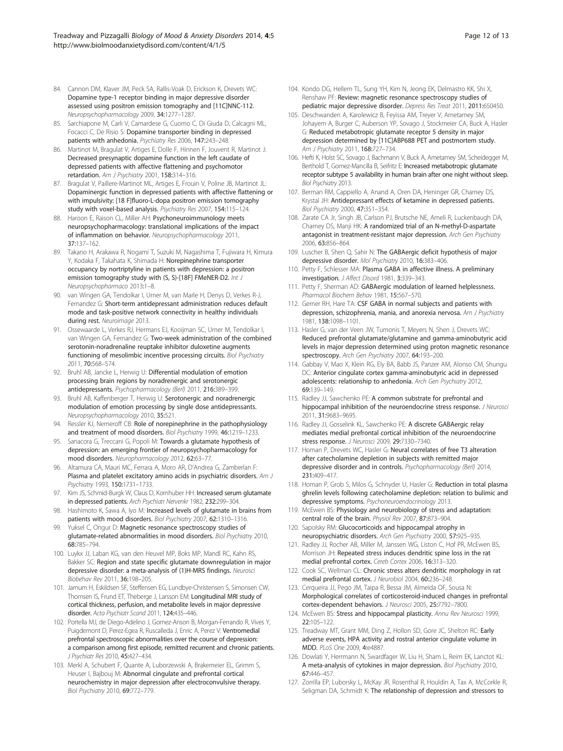84. Cannon DM, Klaver JM, Peck SA, Rallis-Voak D, Erickson K, Drevets WC: Dopamine type-1 receptor binding in major depressive disorder assessed using positron emission tomography and [11C]NNC-112. *Neuropsychopharmacology* 2009, **34**:1277–1287.
85. Sarchiapone M, Carli V, Camardese G, Cuomo C, Di Giuda D, Calcagni ML, Focacci C, De Risio S: Dopamine transporter binding in depressed patients with anhedonia. *Psychiatry Res* 2006, **147**:243–248.
86. Martinot M, Bragulat V, Artiges E, Dolle F, Hinnen F, Jouvent R, Martinot J: Decreased presynaptic dopamine function in the left caudate of depressed patients with affective flattening and psychomotor retardation. *Am J Psychiatry* 2001, **158**:314–316.
87. Bragulat V, Paillere-Martinot ML, Artiges E, Frouin V, Poline JB, Martinot JL: Dopaminergic function in depressed patients with affective flattening or with impulsivity: [18 F]fluoro-L-dopa positron emission tomography study with voxel-based analysis. *Psychiatry Res* 2007, **154**:115–124.
88. Haroon E, Raison CL, Miller AH: Psychoneuroimmunology meets neuropsychopharmacology: translational implications of the impact of inflammation on behavior. *Neuropsychopharmacology* 2011, **37**:137–162.
89. Takano H, Arakawa R, Nogami T, Suzuki M, Nagashima T, Fujiwara H, Kimura Y, Kodaka F, Takahata K, Shimada H: Norepinephrine transporter occupancy by nortriptyline in patients with depression: a positron emission tomography study with (S, S)-[18F] FMeNER-D2. *Int J Neuropsychopharmaco* 2013:1–8.
90. van Wingen GA, Tendolkar I, Urner M, van Marle H, Denys D, Verkes R-J, Fernandez G: Short-term antidepressant administration reduces default mode and task-positive network connectivity in healthy individuals during rest. *Neuroimage* 2013.
91. Ossewaarde L, Verkes RJ, Hermans EJ, Kooijman SC, Urner M, Tendolkar I, van Wingen GA, Fernandez G: Two-week administration of the combined serotonin-noradrenaline reuptake inhibitor duloxetine augments functioning of mesolimbic incentive processing circuits. *Biol Psychiatry* 2011, **70**:568–574.
92. Bruhl AB, Jancke L, Herwig U: Differential modulation of emotion processing brain regions by noradrenergic and serotonergic antidepressants. *Psychopharmacology (Berl)* 2011, **216**:389–399.
93. Bruhl AB, Kaffenberger T, Herwig U: Serotonergic and noradrenergic modulation of emotion processing by single dose antidepressants. *Neuropsychopharmacology* 2010, **35**:521.
94. Ressler KJ, Nemeroff CB: Role of norepinephrine in the pathophysiology and treatment of mood disorders. *Biol Psychiatry* 1999, **46**:1219–1233.
95. Sanacora G, Treccani G, Popoli M: Towards a glutamate hypothesis of depression: an emerging frontier of neuropsychopharmacology for mood disorders. *Neuropharmacology* 2012, **62**:63–77.
96. Altamura CA, Mauri MC, Ferrara A, Moro AR, D'Andrea G, Zamberlan F: Plasma and platelet excitatory amino acids in psychiatric disorders. *Am J Psychiatry* 1993, **150**:1731–1733.
97. Kim JS, Schmid-Burgk W, Claus D, Kornhuber HH: Increased serum glutamate in depressed patients. *Arch Psychiatr Nervenkr* 1982, **232**:299–304.
98. Hashimoto K, Sawa A, Iyo M: Increased levels of glutamate in brains from patients with mood disorders. *Biol Psychiatry* 2007, **62**:1310–1316.
99. Yuksel C, Ongur D: Magnetic resonance spectroscopy studies of glutamate-related abnormalities in mood disorders. *Biol Psychiatry* 2010, **68**:785–794.
100. Luykx JJ, Laban KG, van den Heuvel MP, Boks MP, Mandl RC, Kahn RS, Bakker SC: Region and state specific glutamate downregulation in major depressive disorder: a meta-analysis of (1)H-MRS findings. *Neurosci Biobehav Rev* 2011, **36**:198–205.
101. Jarnum H, Eskildsen SF, Steffensen EG, Lundbye-Christensen S, Simonsen CW, Thomsen IS, Frund ET, Theberge J, Larsson EM: Longitudinal MRI study of cortical thickness, perfusion, and metabolite levels in major depressive disorder. *Acta Psychiatr Scand* 2011, **124**:435–446.
102. Portella MJ, de Diego-Adelino J, Gomez-Anson B, Morgan-Ferrando R, Vives Y, Puigdemont D, Perez-Egea R, Ruscalleda J, Enric A, Perez V: Ventromedial prefrontal spectroscopic abnormalities over the course of depression: a comparison among first episode, remitted recurrent and chronic patients. *J Psychiatr Res* 2010, **45**:427–434.
103. Merkl A, Schubert F, Quante A, Luborzewski A, Brakemeier EL, Grimm S, Heuser I, Bajbouj M: Abnormal cingulate and prefrontal cortical neurochemistry in major depression after electroconvulsive therapy. *Biol Psychiatry* 2010, **69**:772–779.
104. Kondo DG, Hellem TL, Sung YH, Kim N, Jeong EK, Delmastro KK, Shi X, Renshaw PF: Review: magnetic resonance spectroscopy studies of pediatric major depressive disorder. *Depress Res Treat* 2011, **2011**:650450.
105. Deschwanden A, Karolewicz B, Feyissa AM, Treyer V, Ametamey SM, Johayem A, Burger C, Auberson YP, Sovago J, Stockmeier CA, Buck A, Hasler G: Reduced metabotropic glutamate receptor 5 density in major depression determined by [11C]ABP688 PET and postmortem study. *Am J Psychiatry* 2011, **168**:727–734.
106. Hefti K, Holst SC, Sovago J, Bachmann V, Buck A, Ametamey SM, Scheidegger M, Berthold T, Gomez-Mancilla B, Seifritz E: Increased metabotropic glutamate receptor subtype 5 availability in human brain after one night without sleep. *Biol Psychiatry* 2013.
107. Berman RM, Cappiello A, Anand A, Oren DA, Heninger GR, Charney DS, Krystal JH: Antidepressant effects of ketamine in depressed patients. *Biol Psychiatry* 2000, **47**:351–354.
108. Zarate CA Jr, Singh JB, Carlson PJ, Brutsche NE, Ameli R, Luckenbaugh DA, Charney DS, Manji HK: A randomized trial of an N-methyl-D-aspartate antagonist in treatment-resistant major depression. *Arch Gen Psychiatry* 2006, **63**:856–864.
109. Luscher B, Shen Q, Sahir N: The GABAergic deficit hypothesis of major depressive disorder. *Mol Psychiatry* 2010, **16**:383–406.
110. Petty F, Schlesser MA: Plasma GABA in affective illness. A preliminary investigation. *J Affect Disord* 1981, **3**:339–343.
111. Petty F, Sherman AD: GABAergic modulation of learned helplessness. *Pharmacol Biochem Behav* 1981, **15**:567–570.
112. Gerner RH, Hare TA: CSF GABA in normal subjects and patients with depression, schizophrenia, mania, and anorexia nervosa. *Am J Psychiatry* 1981, **138**:1098–1101.
113. Hasler G, van der Veen JW, Tumonis T, Meyers N, Shen J, Drevets WC: Reduced prefrontal glutamate/glutamine and gamma-aminobutyric acid levels in major depression determined using proton magnetic resonance spectroscopy. *Arch Gen Psychiatry* 2007, **64**:193–200.
114. Gabbay V, Mao X, Klein RG, Ely BA, Babb JS, Panzer AM, Alonso CM, Shungu DC: Anterior cingulate cortex gamma-aminobutyric acid in depressed adolescents: relationship to anhedonia. *Arch Gen Psychiatry* 2012, **69**:139–149.
115. Radley JJ, Sawchenko PE: A common substrate for prefrontal and hippocampal inhibition of the neuroendocrine stress response. *J Neurosci* 2011, **31**:9683–9695.
116. Radley JJ, Gosselink KL, Sawchenko PE: A discrete GABAergic relay mediates medial prefrontal cortical inhibition of the neuroendocrine stress response. *J Neurosci* 2009, **29**:7330–7340.
117. Homan P, Drevets WC, Hasler G: Neural correlates of free T3 alteration after catecholamine depletion in subjects with remitted major depressive disorder and in controls. *Psychopharmacology (Berl)* 2014, **231**:409–417.
118. Homan P, Grob S, Milos G, Schnyder U, Hasler G: Reduction in total plasma ghrelin levels following catecholamine depletion: relation to bulimic and depressive symptoms. *Psychoneuroendocrinology* 2013.
119. McEwen BS: Physiology and neurobiology of stress and adaptation: central role of the brain. *Physiol Rev* 2007, **87**:873–904.
120. Sapolsky RM: Glucocorticoids and hippocampal atrophy in neuropsychiatric disorders. *Arch Gen Psychiatry* 2000, **57**:925–935.
121. Radley JJ, Rocher AB, Miller M, Janssen WG, Liston C, Hof PR, McEwen BS, Morrison JH: Repeated stress induces dendritic spine loss in the rat medial prefrontal cortex. *Cereb Cortex* 2006, **16**:313–320.
122. Cook SC, Wellman CL: Chronic stress alters dendritic morphology in rat medial prefrontal cortex. *J Neurobiol* 2004, **60**:236–248.
123. Cerqueira JJ, Pego JM, Taipa R, Bessa JM, Almeida OF, Sousa N: Morphological correlates of corticosteroid-induced changes in prefrontal cortex-dependent behaviors. *J Neurosci* 2005, **25**:7792–7800.
124. McEwen BS: Stress and hippocampal plasticity. *Annu Rev Neurosci* 1999, **22**:105–122.
125. Treadway MT, Grant MM, Ding Z, Hollon SD, Gore JC, Shelton RC: Early adverse events, HPA activity and rostral anterior cingulate volume in MDD. *PLoS One* 2009, **4**:e4887.
126. Dowlati Y, Herrmann N, Swardfager W, Liu H, Sham L, Reim EK, Lanctot KL: A meta-analysis of cytokines in major depression. *Biol Psychiatry* 2010, **67**:446–457.
127. Zorrilla EP, Luborsky L, McKay JR, Rosenthal R, Houldin A, Tax A, McCorkle R, Seligman DA, Schmidt K: The relationship of depression and stressors to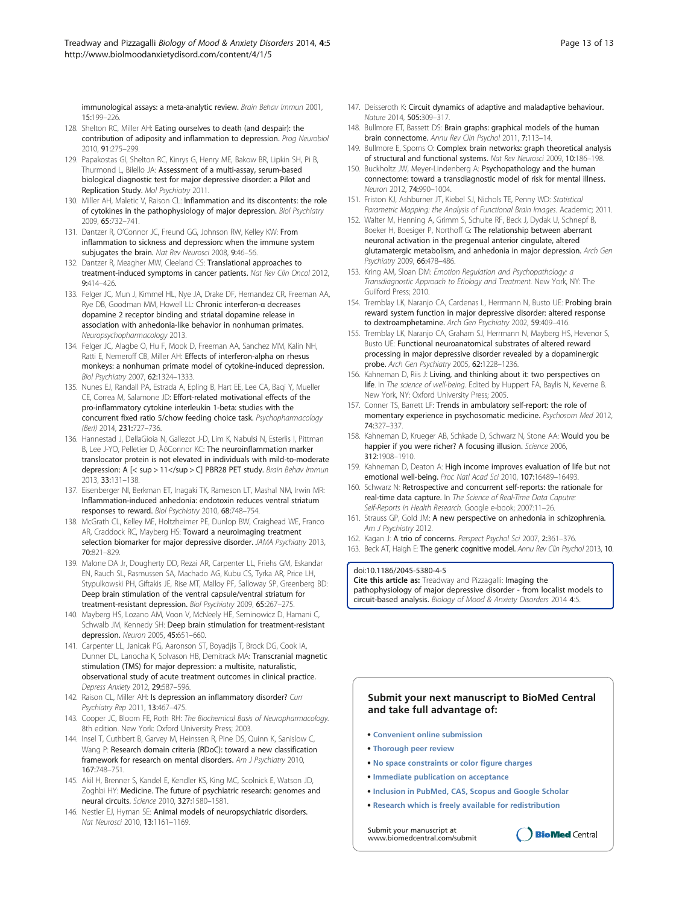immunological assays: a meta-analytic review. *Brain Behav Immun* 2001, **15**:199–226.

128. Shelton RC, Miller AH: **Eating ourselves to death (and despair): the contribution of adiposity and inflammation to depression.** *Prog Neurobiol* 2010, **91**:275–299.
129. Papakostas GI, Shelton RC, Kinrys G, Henry ME, Bakow BR, Lipkin SH, Pi B, Thurmond L, Bilello JA: **Assessment of a multi-assay, serum-based biological diagnostic test for major depressive disorder: a Pilot and Replication Study.** *Mol Psychiatry* 2011.
130. Miller AH, Maletic V, Raison CL: **Inflammation and its discontents: the role of cytokines in the pathophysiology of major depression.** *Biol Psychiatry* 2009, **65**:732–741.
131. Dantzer R, O'Connor JC, Freund GG, Johnson RW, Kelley KW: **From inflammation to sickness and depression: when the immune system subjugates the brain.** *Nat Rev Neurosci* 2008, **9**:46–56.
132. Dantzer R, Meagher MW, Cleeland CS: **Translational approaches to treatment-induced symptoms in cancer patients.** *Nat Rev Clin Oncol* 2012, **9**:414–426.
133. Felger JC, Mun J, Kimmel HL, Nye JA, Drake DF, Hernandez CR, Freeman AA, Rye DB, Goodman MM, Howell LL: **Chronic interferon-α decreases dopamine 2 receptor binding and striatal dopamine release in association with anhedonia-like behavior in nonhuman primates.** *Neuropsychopharmacology* 2013.
134. Felger JC, Alagbe O, Hu F, Mook D, Freeman AA, Sanchez MM, Kalin NH, Ratti E, Nemeroff CB, Miller AH: **Effects of interferon-alpha on rhesus monkeys: a nonhuman primate model of cytokine-induced depression.** *Biol Psychiatry* 2007, **62**:1324–1333.
135. Nunes EJ, Randall PA, Estrada A, Epling B, Hart EE, Lee CA, Baqi Y, Mueller CE, Correa M, Salamone JD: **Effort-related motivational effects of the pro-inflammatory cytokine interleukin 1-beta: studies with the concurrent fixed ratio 5/chow feeding choice task.** *Psychopharmacology (Berl)* 2014, **231**:727–736.
136. Hannestad J, DellaGioia N, Gallezot J-D, Lim K, Nabulsi N, Esterlis I, Pittman B, Lee J-YO, Pelletier D, ÂôConnor KC: **The neuroinflammation marker translocator protein is not elevated in individuals with mild-to-moderate depression: A [< sup > 11</sup > C] PBR28 PET study.** *Brain Behav Immun* 2013, **33**:131–138.
137. Eisenberger NI, Berkman ET, Inagaki TK, Rameson LT, Mashal NM, Irwin MR: **Inflammation-induced anhedonia: endotoxin reduces ventral striatum responses to reward.** *Biol Psychiatry* 2010, **68**:748–754.
138. McGrath CL, Kelley ME, Holtzheimer PE, Dunlop BW, Craighead WE, Franco AR, Craddock RC, Mayberg HS: **Toward a neuroimaging treatment selection biomarker for major depressive disorder.** *JAMA Psychiatry* 2013, **70**:821–829.
139. Malone DA Jr, Dougherty DD, Rezai AR, Carpenter LL, Friehs GM, Eskandar EN, Rauch SL, Rasmussen SA, Machado AG, Kubu CS, Tyrka AR, Price LH, Stypulkowski PH, Giftakis JE, Rise MT, Malloy PF, Salloway SP, Greenberg BD: **Deep brain stimulation of the ventral capsule/ventral striatum for treatment-resistant depression.** *Biol Psychiatry* 2009, **65**:267–275.
140. Mayberg HS, Lozano AM, Voon V, McNeely HE, Seminowicz D, Hamani C, Schwalb JM, Kennedy SH: **Deep brain stimulation for treatment-resistant depression.** *Neuron* 2005, **45**:651–660.
141. Carpenter LL, Janicak PG, Aaronson ST, Boyadjis T, Brock DG, Cook IA, Dunner DL, Lanocha K, Solvason HB, Demitrack MA: **Transcranial magnetic stimulation (TMS) for major depression: a multisite, naturalistic, observational study of acute treatment outcomes in clinical practice.** *Depress Anxiety* 2012, **29**:587–596.
142. Raison CL, Miller AH: **Is depression an inflammatory disorder?** *Curr Psychiatry Rep* 2011, **13**:467–475.
143. Cooper JC, Bloom FE, Roth RH: *The Biochemical Basis of Neuropharmacology.* 8th edition. New York: Oxford University Press; 2003.
144. Insel T, Cuthbert B, Garvey M, Heinssen R, Pine DS, Quinn K, Sanislow C, Wang P: **Research domain criteria (RDoC): toward a new classification framework for research on mental disorders.** *Am J Psychiatry* 2010, **167**:748–751.
145. Akil H, Brenner S, Kandel E, Kendler KS, King MC, Scolnick E, Watson JD, Zoghbi HY: **Medicine. The future of psychiatric research: genomes and neural circuits.** *Science* 2010, **327**:1580–1581.
146. Nestler EJ, Hyman SE: **Animal models of neuropsychiatric disorders.** *Nat Neurosci* 2010, **13**:1161–1169.
147. Deisseroth K: **Circuit dynamics of adaptive and maladaptive behaviour.** *Nature* 2014, **505**:309–317.
148. Bullmore ET, Bassett DS: **Brain graphs: graphical models of the human brain connectome.** *Annu Rev Clin Psychol* 2011, **7**:113–14.
149. Bullmore E, Sporns O: **Complex brain networks: graph theoretical analysis of structural and functional systems.** *Nat Rev Neurosci* 2009, **10**:186–198.
150. Buckholtz JW, Meyer-Lindenberg A: **Psychopathology and the human connectome: toward a transdiagnostic model of risk for mental illness.** *Neuron* 2012, **74**:990–1004.
151. Friston KJ, Ashburner JT, Kiebel SJ, Nichols TE, Penny WD: *Statistical Parametric Mapping: the Analysis of Functional Brain Images.* Academic; 2011.
152. Walter M, Henning A, Grimm S, Schulte RF, Beck J, Dydak U, Schnepf B, Boeker H, Boesiger P, Northoff G: **The relationship between aberrant neuronal activation in the pregenual anterior cingulate, altered glutamatergic metabolism, and anhedonia in major depression.** *Arch Gen Psychiatry* 2009, **66**:478–486.
153. Kring AM, Sloan DM: *Emotion Regulation and Psychopathology: a Transdiagnostic Approach to Etiology and Treatment.* New York, NY: The Guilford Press; 2010.
154. Tremblay LK, Naranjo CA, Cardenas L, Herrmann N, Busto UE: **Probing brain reward system function in major depressive disorder: altered response to dextroamphetamine.** *Arch Gen Psychiatry* 2002, **59**:409–416.
155. Tremblay LK, Naranjo CA, Graham SJ, Herrmann N, Mayberg HS, Hevenor S, Busto UE: **Functional neuroanatomical substrates of altered reward processing in major depressive disorder revealed by a dopaminergic probe.** *Arch Gen Psychiatry* 2005, **62**:1228–1236.
156. Kahneman D, Riis J: **Living, and thinking about it: two perspectives on life.** In *The science of well-being.* Edited by Huppert FA, Baylis N, Keverne B. New York, NY: Oxford University Press; 2005.
157. Conner TS, Barrett LF: **Trends in ambulatory self-report: the role of momentary experience in psychosomatic medicine.** *Psychosom Med* 2012, **74**:327–337.
158. Kahneman D, Krueger AB, Schkade D, Schwarz N, Stone AA: **Would you be happier if you were richer? A focusing illusion.** *Science* 2006, **312**:1908–1910.
159. Kahneman D, Deaton A: **High income improves evaluation of life but not emotional well-being.** *Proc Natl Acad Sci* 2010, **107**:16489–16493.
160. Schwarz N: **Retrospective and concurrent self-reports: the rationale for real-time data capture.** In *The Science of Real-Time Data Caputre: Self-Reports in Health Research.* Google e-book; 2007:11–26.
161. Strauss GP, Gold JM: **A new perspective on anhedonia in schizophrenia.** *Am J Psychiatry* 2012.
162. Kagan J: **A trio of concerns.** *Perspect Psychol Sci* 2007, **2**:361–376.
163. Beck AT, Haigh E: **The generic cognitive model.** *Annu Rev Clin Psychol* 2013, **10**.

doi:10.1186/2045-5380-4-5

**Cite this article as:** Treadway and Pizzagalli: Imaging the pathophysiology of major depressive disorder - from localist models to circuit-based analysis. *Biology of Mood & Anxiety Disorders* 2014 **4**:5.

**Submit your next manuscript to BioMed Central and take full advantage of:**

- **Convenient online submission**
- **Thorough peer review**
- **No space constraints or color figure charges**
- **Immediate publication on acceptance**
- **Inclusion in PubMed, CAS, Scopus and Google Scholar**
- **Research which is freely available for redistribution**

Submit your manuscript at www.biomedcentral.com/submit

BioMed Central